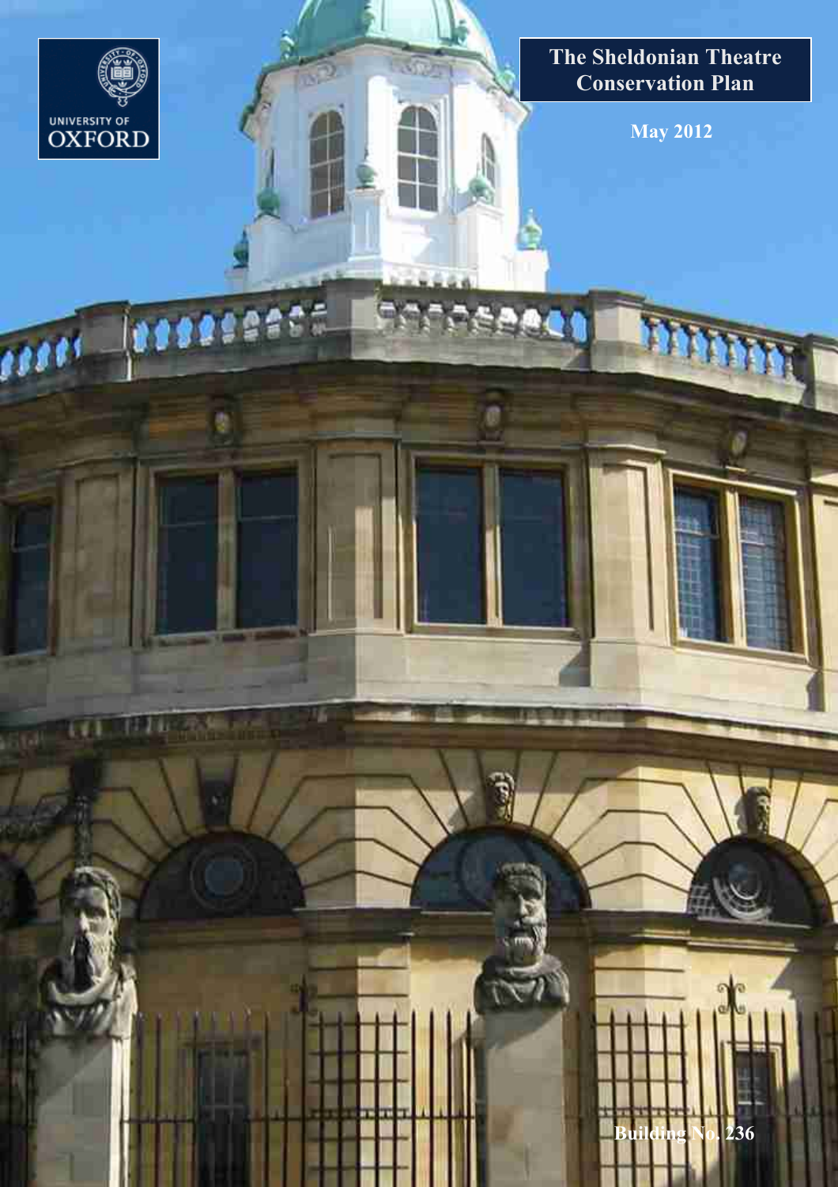UNIVERSITY OF OXFORD

# The Sheldonian Theatre Conservation Plan

**May 2012**

**Building No. 236**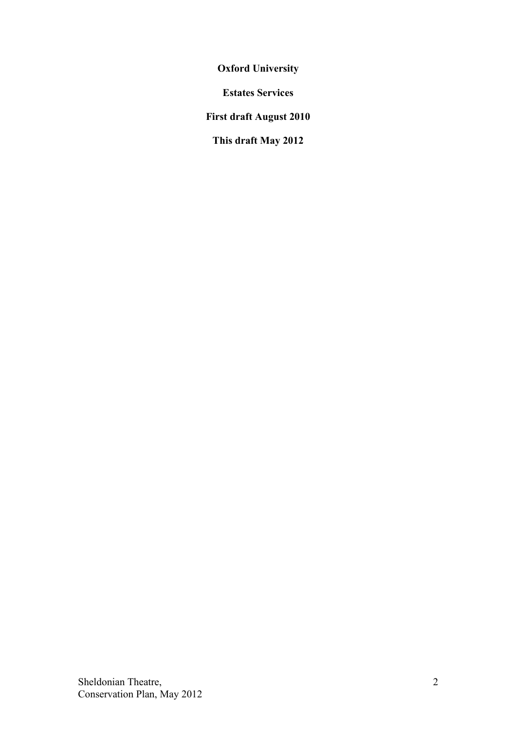**Oxford University**

**Estates Services**

**First draft August 2010**

**This draft May 2012**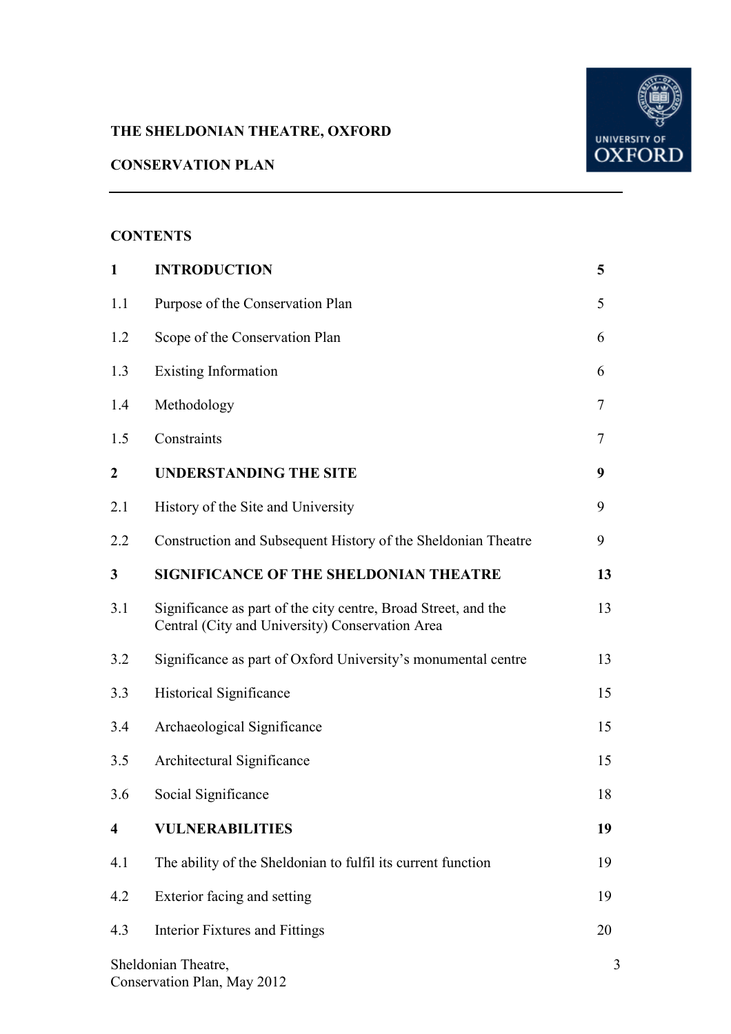**THE SHELDONIAN THEATRE, OXFORD**

**CONSERVATION PLAN**

---

**CONTENTS**

| | | |
|---|---|---|
| **1** | **INTRODUCTION** | **5** |
| 1.1 | Purpose of the Conservation Plan | 5 |
| 1.2 | Scope of the Conservation Plan | 6 |
| 1.3 | Existing Information | 6 |
| 1.4 | Methodology | 7 |
| 1.5 | Constraints | 7 |
| **2** | **UNDERSTANDING THE SITE** | **9** |
| 2.1 | History of the Site and University | 9 |
| 2.2 | Construction and Subsequent History of the Sheldonian Theatre | 9 |
| **3** | **SIGNIFICANCE OF THE SHELDONIAN THEATRE** | **13** |
| 3.1 | Significance as part of the city centre, Broad Street, and the Central (City and University) Conservation Area | 13 |
| 3.2 | Significance as part of Oxford University's monumental centre | 13 |
| 3.3 | Historical Significance | 15 |
| 3.4 | Archaeological Significance | 15 |
| 3.5 | Architectural Significance | 15 |
| 3.6 | Social Significance | 18 |
| **4** | **VULNERABILITIES** | **19** |
| 4.1 | The ability of the Sheldonian to fulfil its current function | 19 |
| 4.2 | Exterior facing and setting | 19 |
| 4.3 | Interior Fixtures and Fittings | 20 |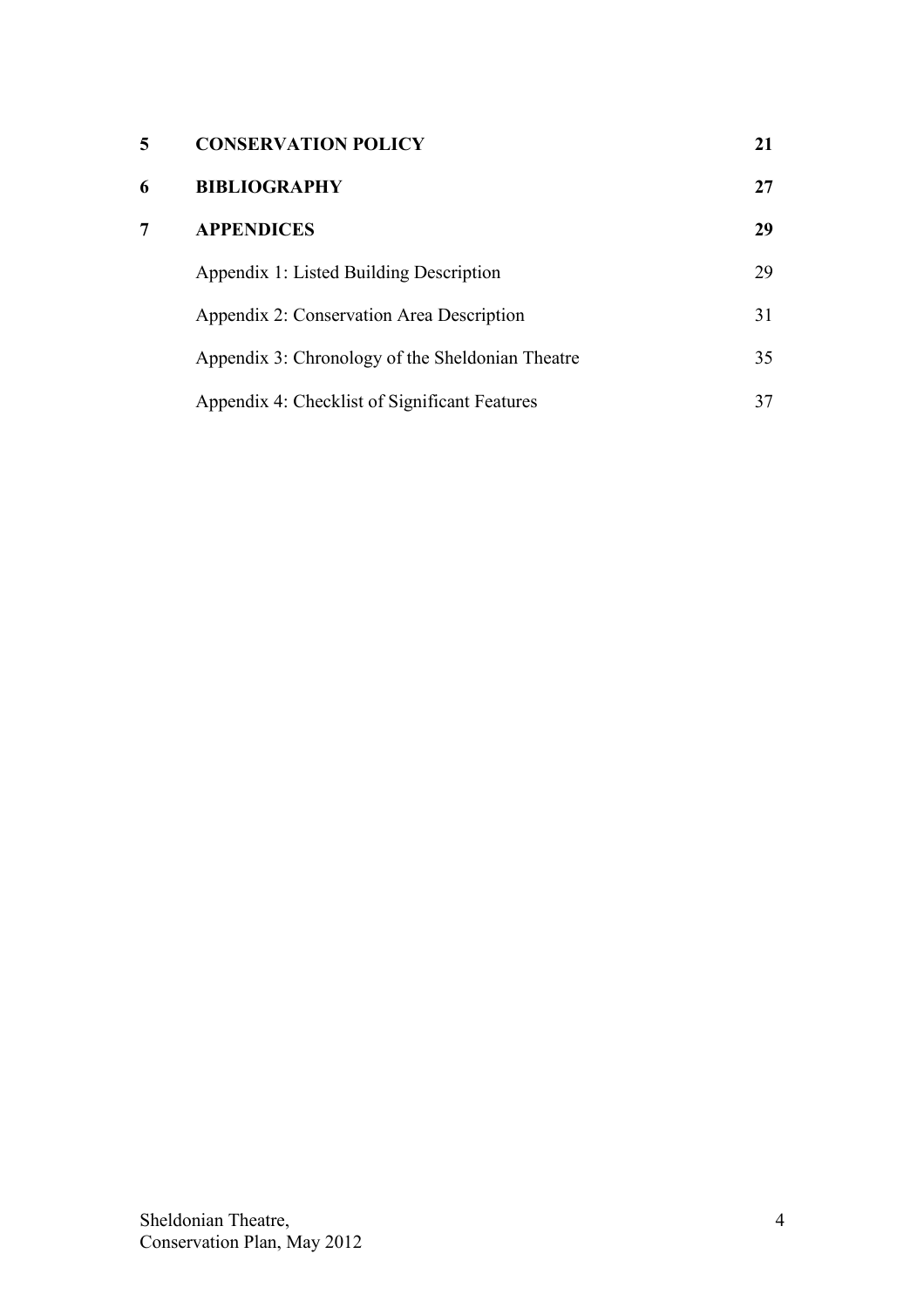| | | |
|---|---|---|
| **5** | **CONSERVATION POLICY** | **21** |
| **6** | **BIBLIOGRAPHY** | **27** |
| **7** | **APPENDICES** | **29** |
| | Appendix 1: Listed Building Description | 29 |
| | Appendix 2: Conservation Area Description | 31 |
| | Appendix 3: Chronology of the Sheldonian Theatre | 35 |
| | Appendix 4: Checklist of Significant Features | 37 |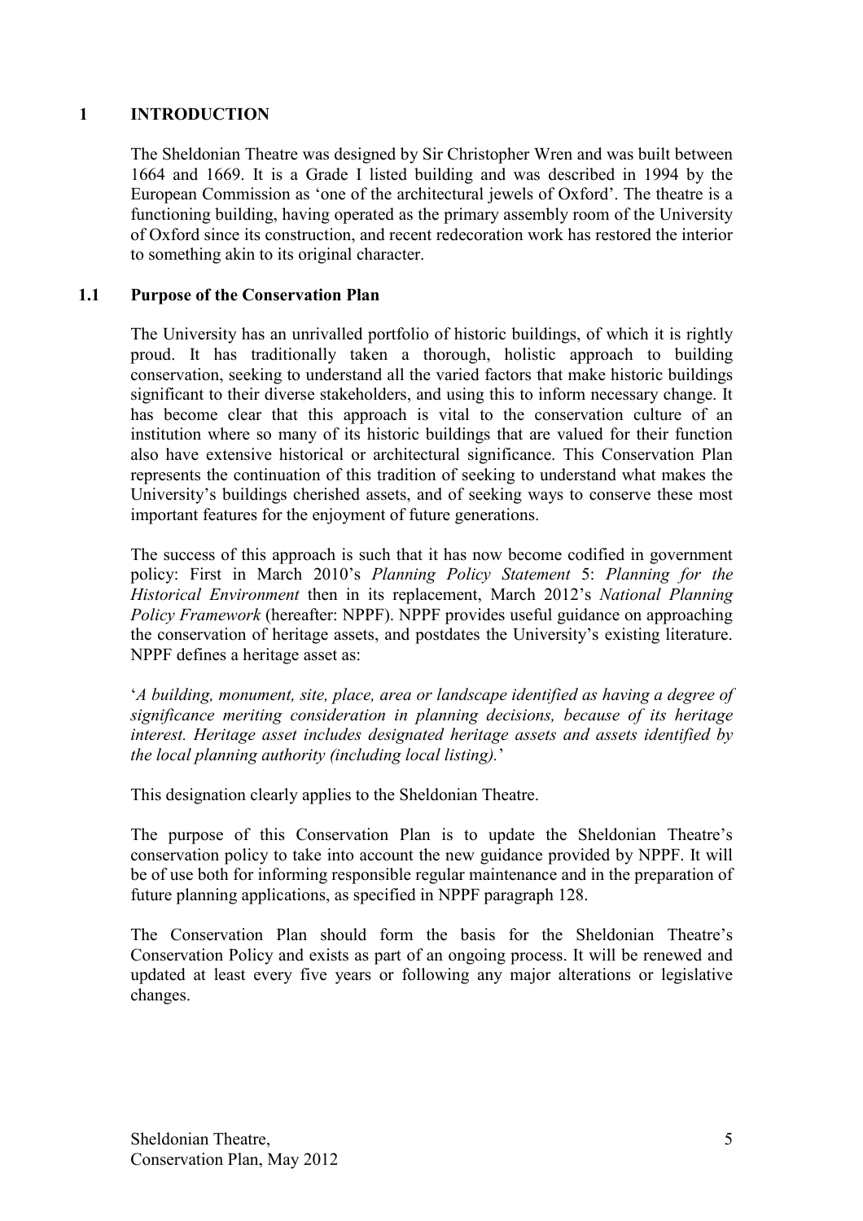# 1 INTRODUCTION

The Sheldonian Theatre was designed by Sir Christopher Wren and was built between 1664 and 1669. It is a Grade I listed building and was described in 1994 by the European Commission as 'one of the architectural jewels of Oxford'. The theatre is a functioning building, having operated as the primary assembly room of the University of Oxford since its construction, and recent redecoration work has restored the interior to something akin to its original character.

## 1.1 Purpose of the Conservation Plan

The University has an unrivalled portfolio of historic buildings, of which it is rightly proud. It has traditionally taken a thorough, holistic approach to building conservation, seeking to understand all the varied factors that make historic buildings significant to their diverse stakeholders, and using this to inform necessary change. It has become clear that this approach is vital to the conservation culture of an institution where so many of its historic buildings that are valued for their function also have extensive historical or architectural significance. This Conservation Plan represents the continuation of this tradition of seeking to understand what makes the University's buildings cherished assets, and of seeking ways to conserve these most important features for the enjoyment of future generations.

The success of this approach is such that it has now become codified in government policy: First in March 2010's *Planning Policy Statement* 5: *Planning for the Historical Environment* then in its replacement, March 2012's *National Planning Policy Framework* (hereafter: NPPF). NPPF provides useful guidance on approaching the conservation of heritage assets, and postdates the University's existing literature. NPPF defines a heritage asset as:

'*A building, monument, site, place, area or landscape identified as having a degree of significance meriting consideration in planning decisions, because of its heritage interest. Heritage asset includes designated heritage assets and assets identified by the local planning authority (including local listing).*'

This designation clearly applies to the Sheldonian Theatre.

The purpose of this Conservation Plan is to update the Sheldonian Theatre's conservation policy to take into account the new guidance provided by NPPF. It will be of use both for informing responsible regular maintenance and in the preparation of future planning applications, as specified in NPPF paragraph 128.

The Conservation Plan should form the basis for the Sheldonian Theatre's Conservation Policy and exists as part of an ongoing process. It will be renewed and updated at least every five years or following any major alterations or legislative changes.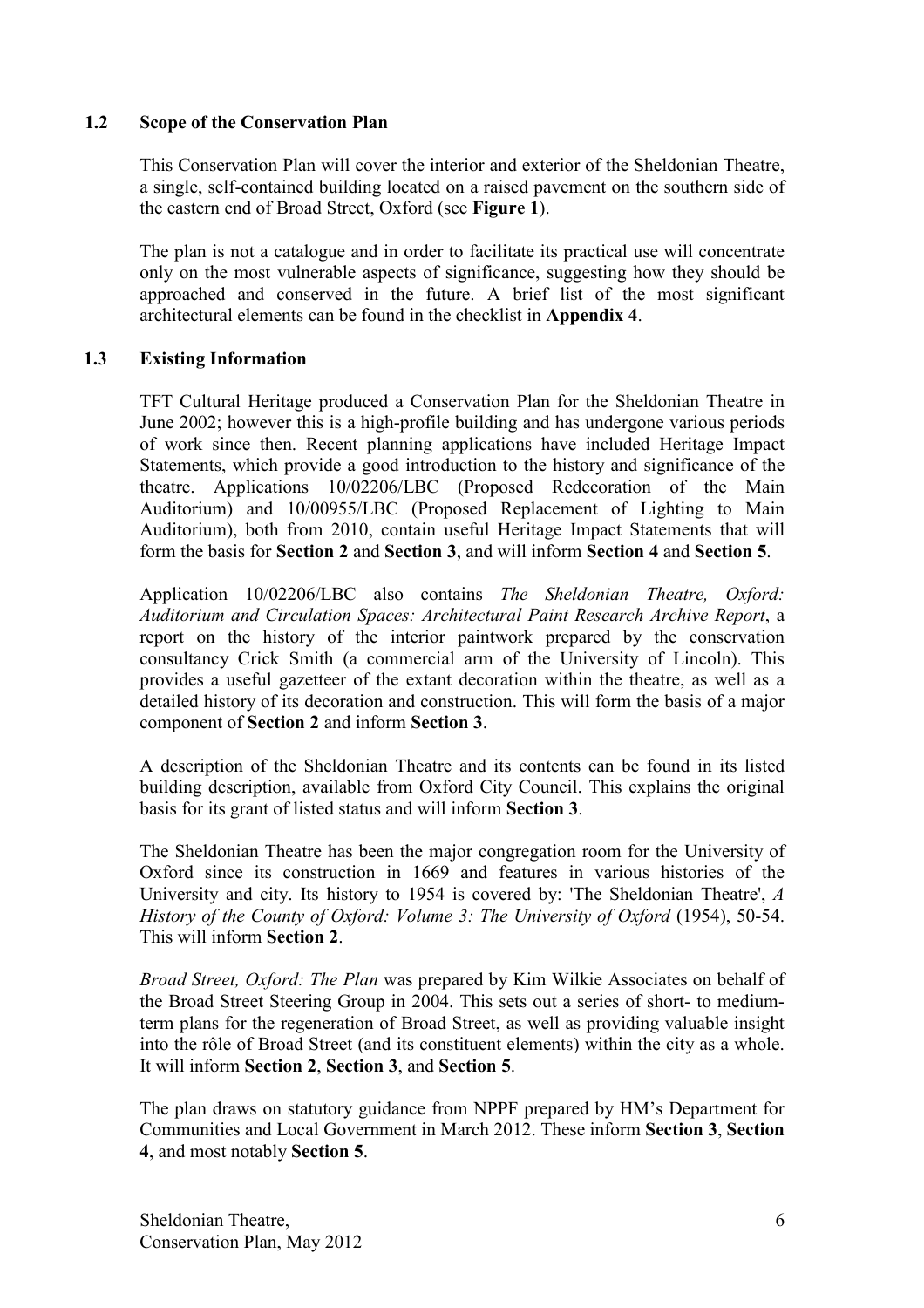### 1.2 Scope of the Conservation Plan

This Conservation Plan will cover the interior and exterior of the Sheldonian Theatre, a single, self-contained building located on a raised pavement on the southern side of the eastern end of Broad Street, Oxford (see **Figure 1**).

The plan is not a catalogue and in order to facilitate its practical use will concentrate only on the most vulnerable aspects of significance, suggesting how they should be approached and conserved in the future. A brief list of the most significant architectural elements can be found in the checklist in **Appendix 4**.

### 1.3 Existing Information

TFT Cultural Heritage produced a Conservation Plan for the Sheldonian Theatre in June 2002; however this is a high-profile building and has undergone various periods of work since then. Recent planning applications have included Heritage Impact Statements, which provide a good introduction to the history and significance of the theatre. Applications 10/02206/LBC (Proposed Redecoration of the Main Auditorium) and 10/00955/LBC (Proposed Replacement of Lighting to Main Auditorium), both from 2010, contain useful Heritage Impact Statements that will form the basis for **Section 2** and **Section 3**, and will inform **Section 4** and **Section 5**.

Application 10/02206/LBC also contains *The Sheldonian Theatre, Oxford: Auditorium and Circulation Spaces: Architectural Paint Research Archive Report*, a report on the history of the interior paintwork prepared by the conservation consultancy Crick Smith (a commercial arm of the University of Lincoln). This provides a useful gazetteer of the extant decoration within the theatre, as well as a detailed history of its decoration and construction. This will form the basis of a major component of **Section 2** and inform **Section 3**.

A description of the Sheldonian Theatre and its contents can be found in its listed building description, available from Oxford City Council. This explains the original basis for its grant of listed status and will inform **Section 3**.

The Sheldonian Theatre has been the major congregation room for the University of Oxford since its construction in 1669 and features in various histories of the University and city. Its history to 1954 is covered by: 'The Sheldonian Theatre', *A History of the County of Oxford: Volume 3: The University of Oxford* (1954), 50-54. This will inform **Section 2**.

*Broad Street, Oxford: The Plan* was prepared by Kim Wilkie Associates on behalf of the Broad Street Steering Group in 2004. This sets out a series of short- to medium-term plans for the regeneration of Broad Street, as well as providing valuable insight into the rôle of Broad Street (and its constituent elements) within the city as a whole. It will inform **Section 2**, **Section 3**, and **Section 5**.

The plan draws on statutory guidance from NPPF prepared by HM's Department for Communities and Local Government in March 2012. These inform **Section 3**, **Section 4**, and most notably **Section 5**.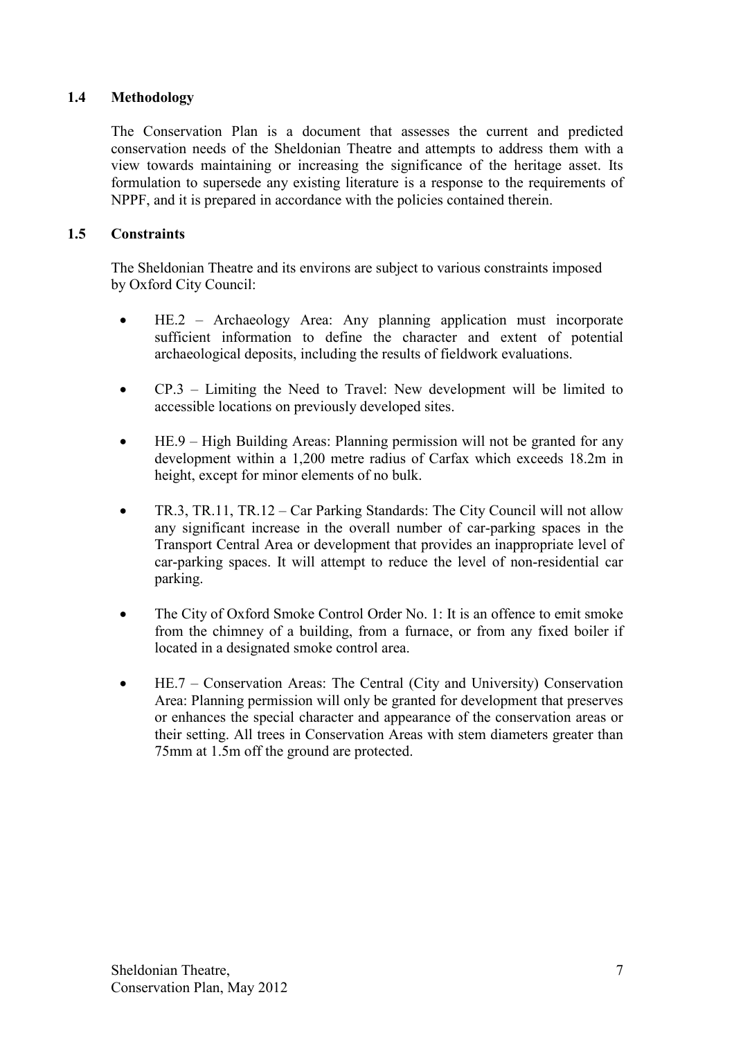## 1.4 Methodology

The Conservation Plan is a document that assesses the current and predicted conservation needs of the Sheldonian Theatre and attempts to address them with a view towards maintaining or increasing the significance of the heritage asset. Its formulation to supersede any existing literature is a response to the requirements of NPPF, and it is prepared in accordance with the policies contained therein.

## 1.5 Constraints

The Sheldonian Theatre and its environs are subject to various constraints imposed by Oxford City Council:

- HE.2 – Archaeology Area: Any planning application must incorporate sufficient information to define the character and extent of potential archaeological deposits, including the results of fieldwork evaluations.

- CP.3 – Limiting the Need to Travel: New development will be limited to accessible locations on previously developed sites.

- HE.9 – High Building Areas: Planning permission will not be granted for any development within a 1,200 metre radius of Carfax which exceeds 18.2m in height, except for minor elements of no bulk.

- TR.3, TR.11, TR.12 – Car Parking Standards: The City Council will not allow any significant increase in the overall number of car-parking spaces in the Transport Central Area or development that provides an inappropriate level of car-parking spaces. It will attempt to reduce the level of non-residential car parking.

- The City of Oxford Smoke Control Order No. 1: It is an offence to emit smoke from the chimney of a building, from a furnace, or from any fixed boiler if located in a designated smoke control area.

- HE.7 – Conservation Areas: The Central (City and University) Conservation Area: Planning permission will only be granted for development that preserves or enhances the special character and appearance of the conservation areas or their setting. All trees in Conservation Areas with stem diameters greater than 75mm at 1.5m off the ground are protected.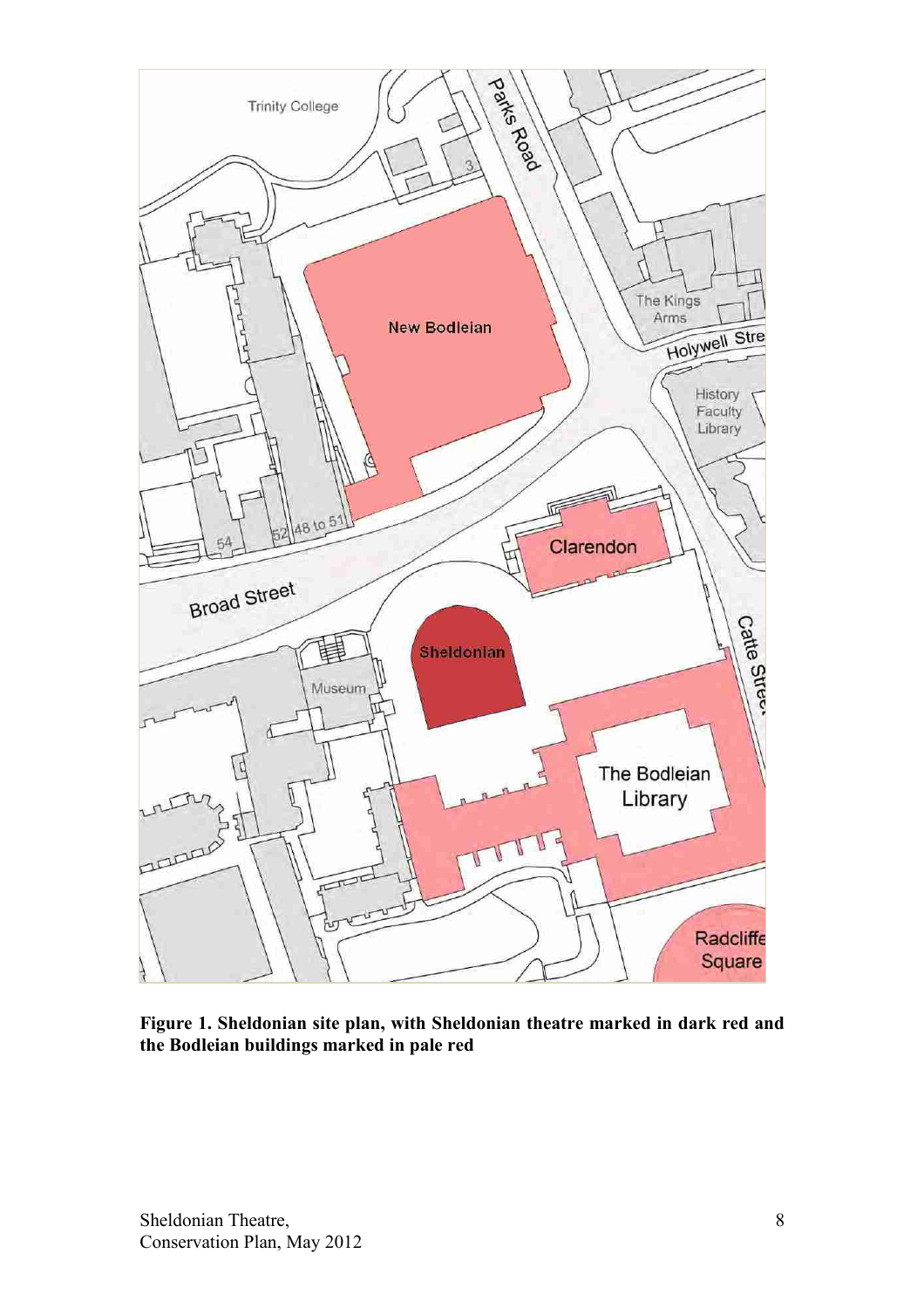**Figure 1. Sheldonian site plan, with Sheldonian theatre marked in dark red and the Bodleian buildings marked in pale red**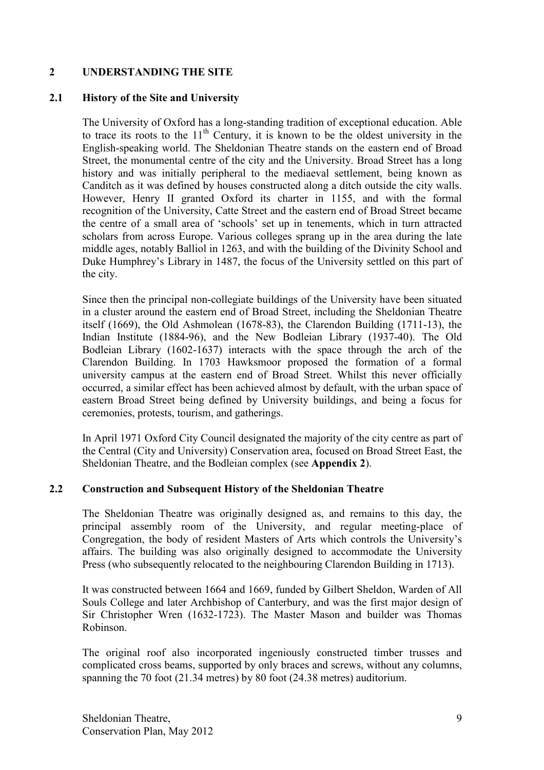## 2 UNDERSTANDING THE SITE

### 2.1 History of the Site and University

The University of Oxford has a long-standing tradition of exceptional education. Able to trace its roots to the 11th Century, it is known to be the oldest university in the English-speaking world. The Sheldonian Theatre stands on the eastern end of Broad Street, the monumental centre of the city and the University. Broad Street has a long history and was initially peripheral to the mediaeval settlement, being known as Canditch as it was defined by houses constructed along a ditch outside the city walls. However, Henry II granted Oxford its charter in 1155, and with the formal recognition of the University, Catte Street and the eastern end of Broad Street became the centre of a small area of 'schools' set up in tenements, which in turn attracted scholars from across Europe. Various colleges sprang up in the area during the late middle ages, notably Balliol in 1263, and with the building of the Divinity School and Duke Humphrey's Library in 1487, the focus of the University settled on this part of the city.

Since then the principal non-collegiate buildings of the University have been situated in a cluster around the eastern end of Broad Street, including the Sheldonian Theatre itself (1669), the Old Ashmolean (1678-83), the Clarendon Building (1711-13), the Indian Institute (1884-96), and the New Bodleian Library (1937-40). The Old Bodleian Library (1602-1637) interacts with the space through the arch of the Clarendon Building. In 1703 Hawksmoor proposed the formation of a formal university campus at the eastern end of Broad Street. Whilst this never officially occurred, a similar effect has been achieved almost by default, with the urban space of eastern Broad Street being defined by University buildings, and being a focus for ceremonies, protests, tourism, and gatherings.

In April 1971 Oxford City Council designated the majority of the city centre as part of the Central (City and University) Conservation area, focused on Broad Street East, the Sheldonian Theatre, and the Bodleian complex (see **Appendix 2**).

### 2.2 Construction and Subsequent History of the Sheldonian Theatre

The Sheldonian Theatre was originally designed as, and remains to this day, the principal assembly room of the University, and regular meeting-place of Congregation, the body of resident Masters of Arts which controls the University's affairs. The building was also originally designed to accommodate the University Press (who subsequently relocated to the neighbouring Clarendon Building in 1713).

It was constructed between 1664 and 1669, funded by Gilbert Sheldon, Warden of All Souls College and later Archbishop of Canterbury, and was the first major design of Sir Christopher Wren (1632-1723). The Master Mason and builder was Thomas Robinson.

The original roof also incorporated ingeniously constructed timber trusses and complicated cross beams, supported by only braces and screws, without any columns, spanning the 70 foot (21.34 metres) by 80 foot (24.38 metres) auditorium.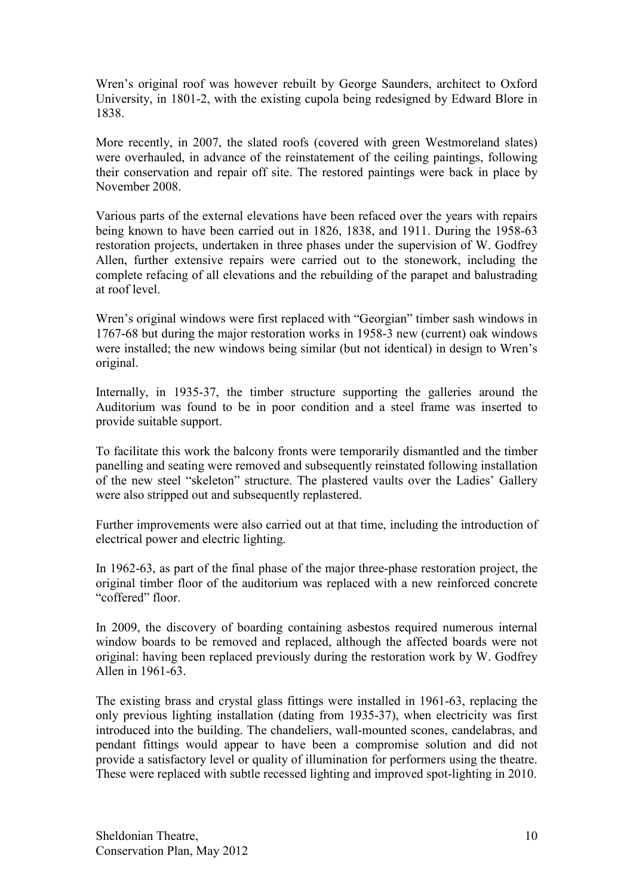Wren's original roof was however rebuilt by George Saunders, architect to Oxford University, in 1801-2, with the existing cupola being redesigned by Edward Blore in 1838.

More recently, in 2007, the slated roofs (covered with green Westmoreland slates) were overhauled, in advance of the reinstatement of the ceiling paintings, following their conservation and repair off site. The restored paintings were back in place by November 2008.

Various parts of the external elevations have been refaced over the years with repairs being known to have been carried out in 1826, 1838, and 1911. During the 1958-63 restoration projects, undertaken in three phases under the supervision of W. Godfrey Allen, further extensive repairs were carried out to the stonework, including the complete refacing of all elevations and the rebuilding of the parapet and balustrading at roof level.

Wren's original windows were first replaced with "Georgian" timber sash windows in 1767-68 but during the major restoration works in 1958-3 new (current) oak windows were installed; the new windows being similar (but not identical) in design to Wren's original.

Internally, in 1935-37, the timber structure supporting the galleries around the Auditorium was found to be in poor condition and a steel frame was inserted to provide suitable support.

To facilitate this work the balcony fronts were temporarily dismantled and the timber panelling and seating were removed and subsequently reinstated following installation of the new steel "skeleton" structure. The plastered vaults over the Ladies' Gallery were also stripped out and subsequently replastered.

Further improvements were also carried out at that time, including the introduction of electrical power and electric lighting.

In 1962-63, as part of the final phase of the major three-phase restoration project, the original timber floor of the auditorium was replaced with a new reinforced concrete "coffered" floor.

In 2009, the discovery of boarding containing asbestos required numerous internal window boards to be removed and replaced, although the affected boards were not original: having been replaced previously during the restoration work by W. Godfrey Allen in 1961-63.

The existing brass and crystal glass fittings were installed in 1961-63, replacing the only previous lighting installation (dating from 1935-37), when electricity was first introduced into the building. The chandeliers, wall-mounted scones, candelabras, and pendant fittings would appear to have been a compromise solution and did not provide a satisfactory level or quality of illumination for performers using the theatre. These were replaced with subtle recessed lighting and improved spot-lighting in 2010.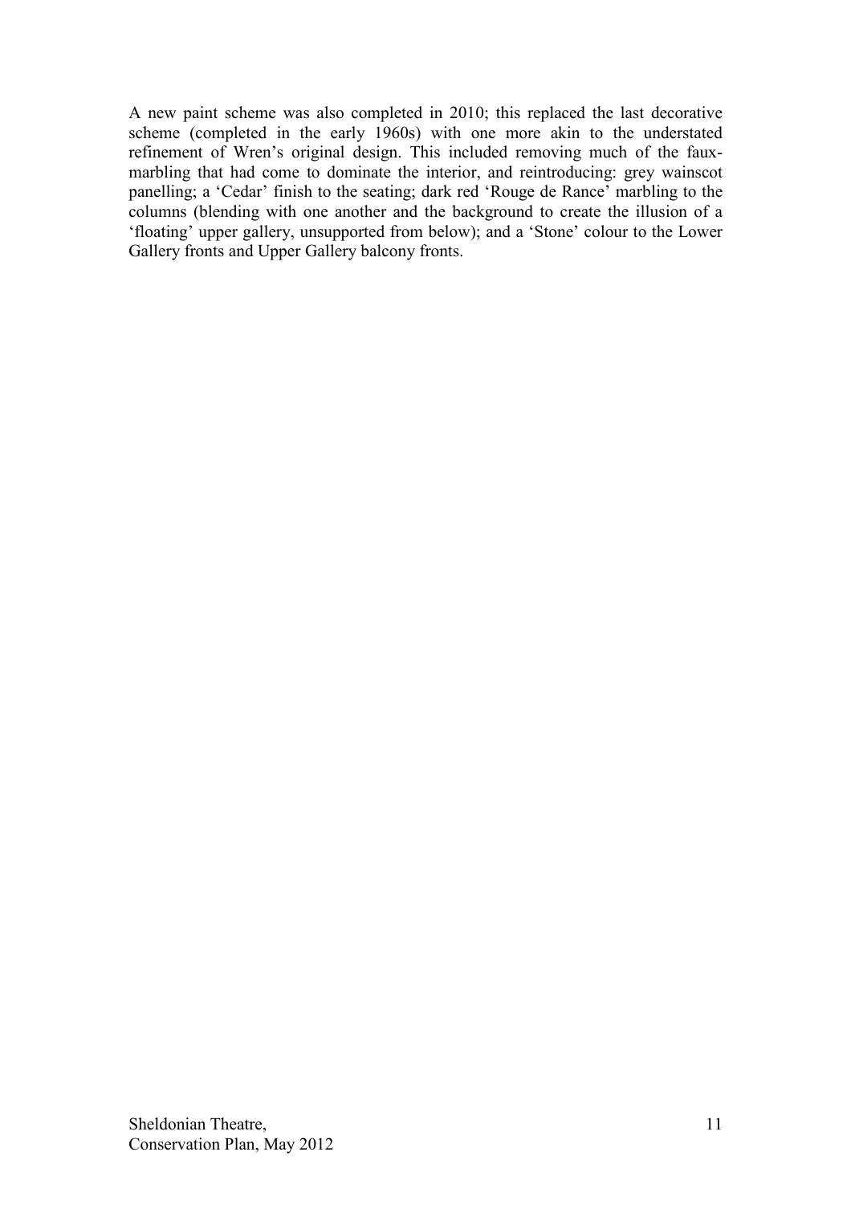A new paint scheme was also completed in 2010; this replaced the last decorative scheme (completed in the early 1960s) with one more akin to the understated refinement of Wren's original design. This included removing much of the faux-marbling that had come to dominate the interior, and reintroducing: grey wainscot panelling; a 'Cedar' finish to the seating; dark red 'Rouge de Rance' marbling to the columns (blending with one another and the background to create the illusion of a 'floating' upper gallery, unsupported from below); and a 'Stone' colour to the Lower Gallery fronts and Upper Gallery balcony fronts.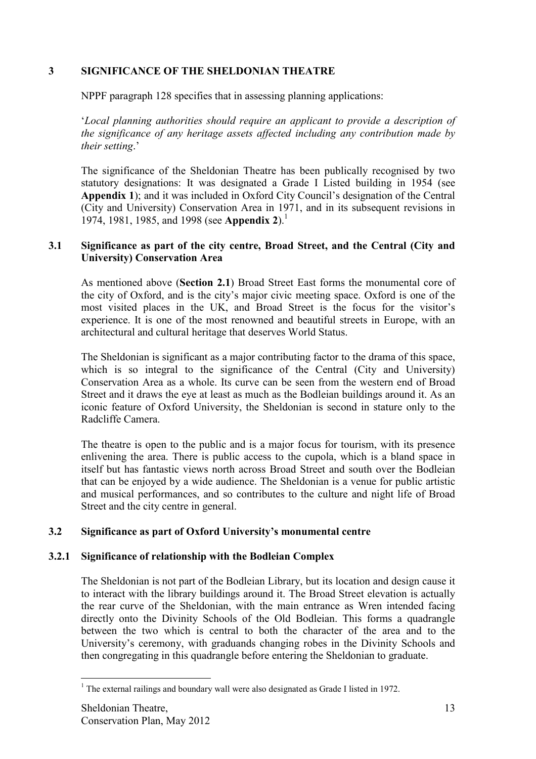## 3 SIGNIFICANCE OF THE SHELDONIAN THEATRE

NPPF paragraph 128 specifies that in assessing planning applications:

'*Local planning authorities should require an applicant to provide a description of the significance of any heritage assets affected including any contribution made by their setting*.'

The significance of the Sheldonian Theatre has been publically recognised by two statutory designations: It was designated a Grade I Listed building in 1954 (see **Appendix 1**); and it was included in Oxford City Council's designation of the Central (City and University) Conservation Area in 1971, and in its subsequent revisions in 1974, 1981, 1985, and 1998 (see **Appendix 2**).[1]

### 3.1 Significance as part of the city centre, Broad Street, and the Central (City and University) Conservation Area

As mentioned above (**Section 2.1**) Broad Street East forms the monumental core of the city of Oxford, and is the city's major civic meeting space. Oxford is one of the most visited places in the UK, and Broad Street is the focus for the visitor's experience. It is one of the most renowned and beautiful streets in Europe, with an architectural and cultural heritage that deserves World Status.

The Sheldonian is significant as a major contributing factor to the drama of this space, which is so integral to the significance of the Central (City and University) Conservation Area as a whole. Its curve can be seen from the western end of Broad Street and it draws the eye at least as much as the Bodleian buildings around it. As an iconic feature of Oxford University, the Sheldonian is second in stature only to the Radcliffe Camera.

The theatre is open to the public and is a major focus for tourism, with its presence enlivening the area. There is public access to the cupola, which is a bland space in itself but has fantastic views north across Broad Street and south over the Bodleian that can be enjoyed by a wide audience. The Sheldonian is a venue for public artistic and musical performances, and so contributes to the culture and night life of Broad Street and the city centre in general.

### 3.2 Significance as part of Oxford University's monumental centre

#### 3.2.1 Significance of relationship with the Bodleian Complex

The Sheldonian is not part of the Bodleian Library, but its location and design cause it to interact with the library buildings around it. The Broad Street elevation is actually the rear curve of the Sheldonian, with the main entrance as Wren intended facing directly onto the Divinity Schools of the Old Bodleian. This forms a quadrangle between the two which is central to both the character of the area and to the University's ceremony, with graduands changing robes in the Divinity Schools and then congregating in this quadrangle before entering the Sheldonian to graduate.

---

[1] The external railings and boundary wall were also designated as Grade I listed in 1972.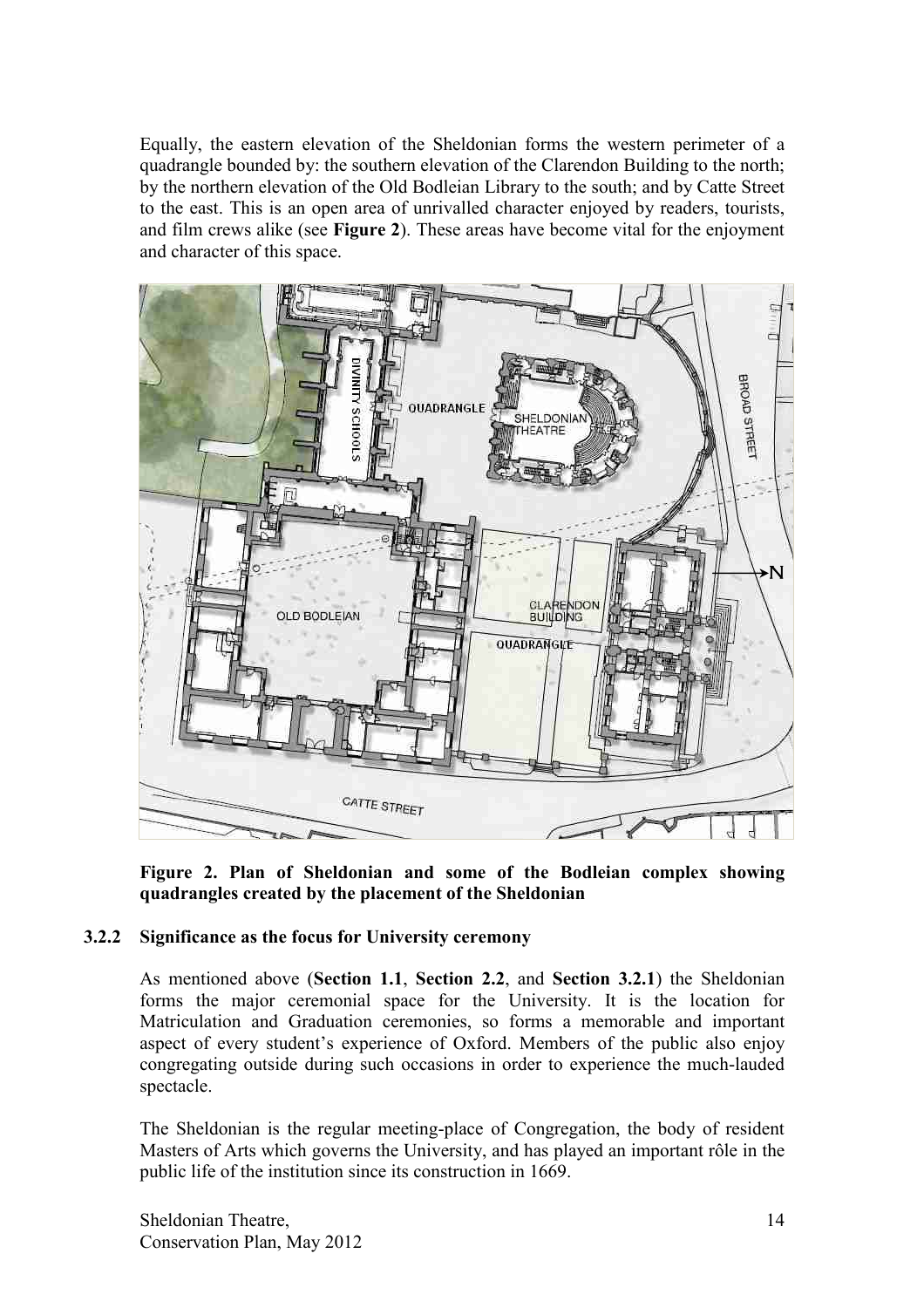Equally, the eastern elevation of the Sheldonian forms the western perimeter of a quadrangle bounded by: the southern elevation of the Clarendon Building to the north; by the northern elevation of the Old Bodleian Library to the south; and by Catte Street to the east. This is an open area of unrivalled character enjoyed by readers, tourists, and film crews alike (see **Figure 2**). These areas have become vital for the enjoyment and character of this space.

**Figure 2. Plan of Sheldonian and some of the Bodleian complex showing quadrangles created by the placement of the Sheldonian**

### 3.2.2 Significance as the focus for University ceremony

As mentioned above (**Section 1.1**, **Section 2.2**, and **Section 3.2.1**) the Sheldonian forms the major ceremonial space for the University. It is the location for Matriculation and Graduation ceremonies, so forms a memorable and important aspect of every student's experience of Oxford. Members of the public also enjoy congregating outside during such occasions in order to experience the much-lauded spectacle.

The Sheldonian is the regular meeting-place of Congregation, the body of resident Masters of Arts which governs the University, and has played an important rôle in the public life of the institution since its construction in 1669.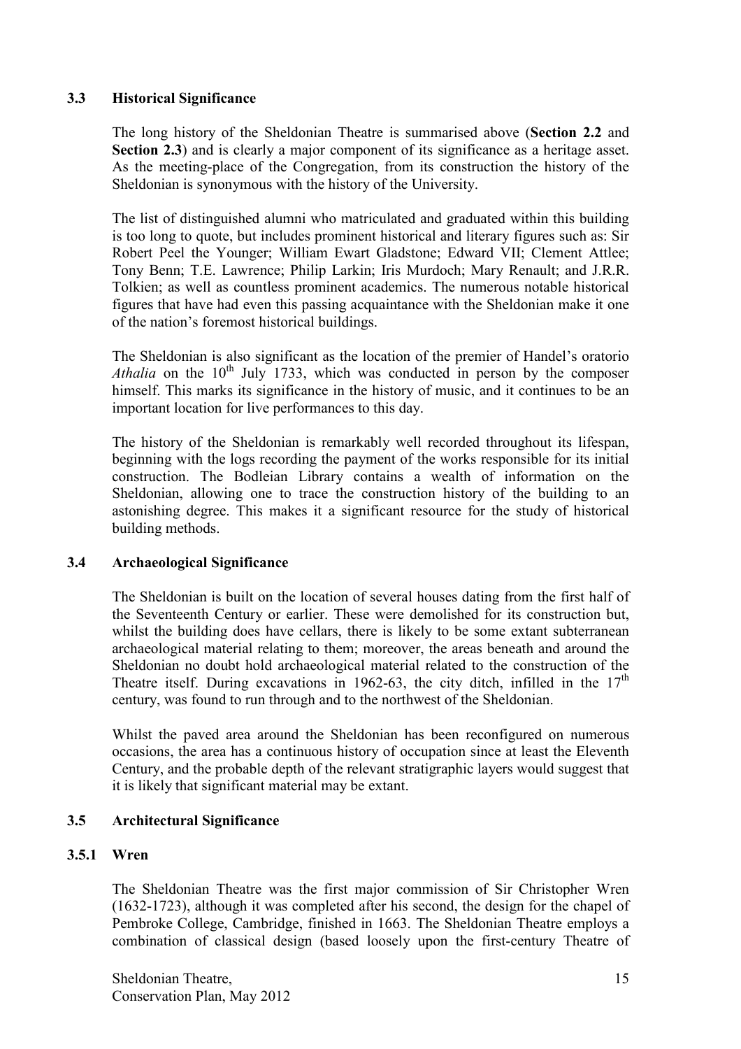### 3.3 Historical Significance

The long history of the Sheldonian Theatre is summarised above (**Section 2.2** and **Section 2.3**) and is clearly a major component of its significance as a heritage asset. As the meeting-place of the Congregation, from its construction the history of the Sheldonian is synonymous with the history of the University.

The list of distinguished alumni who matriculated and graduated within this building is too long to quote, but includes prominent historical and literary figures such as: Sir Robert Peel the Younger; William Ewart Gladstone; Edward VII; Clement Attlee; Tony Benn; T.E. Lawrence; Philip Larkin; Iris Murdoch; Mary Renault; and J.R.R. Tolkien; as well as countless prominent academics. The numerous notable historical figures that have had even this passing acquaintance with the Sheldonian make it one of the nation's foremost historical buildings.

The Sheldonian is also significant as the location of the premier of Handel's oratorio *Athalia* on the 10th July 1733, which was conducted in person by the composer himself. This marks its significance in the history of music, and it continues to be an important location for live performances to this day.

The history of the Sheldonian is remarkably well recorded throughout its lifespan, beginning with the logs recording the payment of the works responsible for its initial construction. The Bodleian Library contains a wealth of information on the Sheldonian, allowing one to trace the construction history of the building to an astonishing degree. This makes it a significant resource for the study of historical building methods.

### 3.4 Archaeological Significance

The Sheldonian is built on the location of several houses dating from the first half of the Seventeenth Century or earlier. These were demolished for its construction but, whilst the building does have cellars, there is likely to be some extant subterranean archaeological material relating to them; moreover, the areas beneath and around the Sheldonian no doubt hold archaeological material related to the construction of the Theatre itself. During excavations in 1962-63, the city ditch, infilled in the 17th century, was found to run through and to the northwest of the Sheldonian.

Whilst the paved area around the Sheldonian has been reconfigured on numerous occasions, the area has a continuous history of occupation since at least the Eleventh Century, and the probable depth of the relevant stratigraphic layers would suggest that it is likely that significant material may be extant.

### 3.5 Architectural Significance

#### 3.5.1 Wren

The Sheldonian Theatre was the first major commission of Sir Christopher Wren (1632-1723), although it was completed after his second, the design for the chapel of Pembroke College, Cambridge, finished in 1663. The Sheldonian Theatre employs a combination of classical design (based loosely upon the first-century Theatre of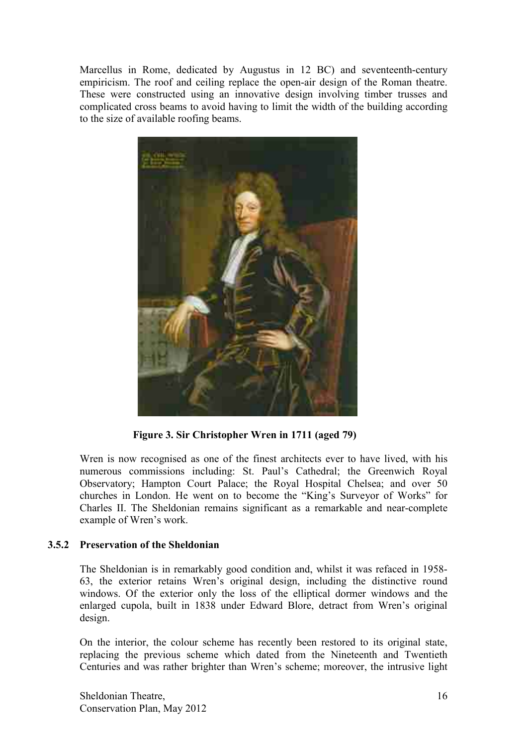Marcellus in Rome, dedicated by Augustus in 12 BC) and seventeenth-century empiricism. The roof and ceiling replace the open-air design of the Roman theatre. These were constructed using an innovative design involving timber trusses and complicated cross beams to avoid having to limit the width of the building according to the size of available roofing beams.

**Figure 3. Sir Christopher Wren in 1711 (aged 79)**

Wren is now recognised as one of the finest architects ever to have lived, with his numerous commissions including: St. Paul's Cathedral; the Greenwich Royal Observatory; Hampton Court Palace; the Royal Hospital Chelsea; and over 50 churches in London. He went on to become the "King's Surveyor of Works" for Charles II. The Sheldonian remains significant as a remarkable and near-complete example of Wren's work.

### 3.5.2 Preservation of the Sheldonian

The Sheldonian is in remarkably good condition and, whilst it was refaced in 1958-63, the exterior retains Wren's original design, including the distinctive round windows. Of the exterior only the loss of the elliptical dormer windows and the enlarged cupola, built in 1838 under Edward Blore, detract from Wren's original design.

On the interior, the colour scheme has recently been restored to its original state, replacing the previous scheme which dated from the Nineteenth and Twentieth Centuries and was rather brighter than Wren's scheme; moreover, the intrusive light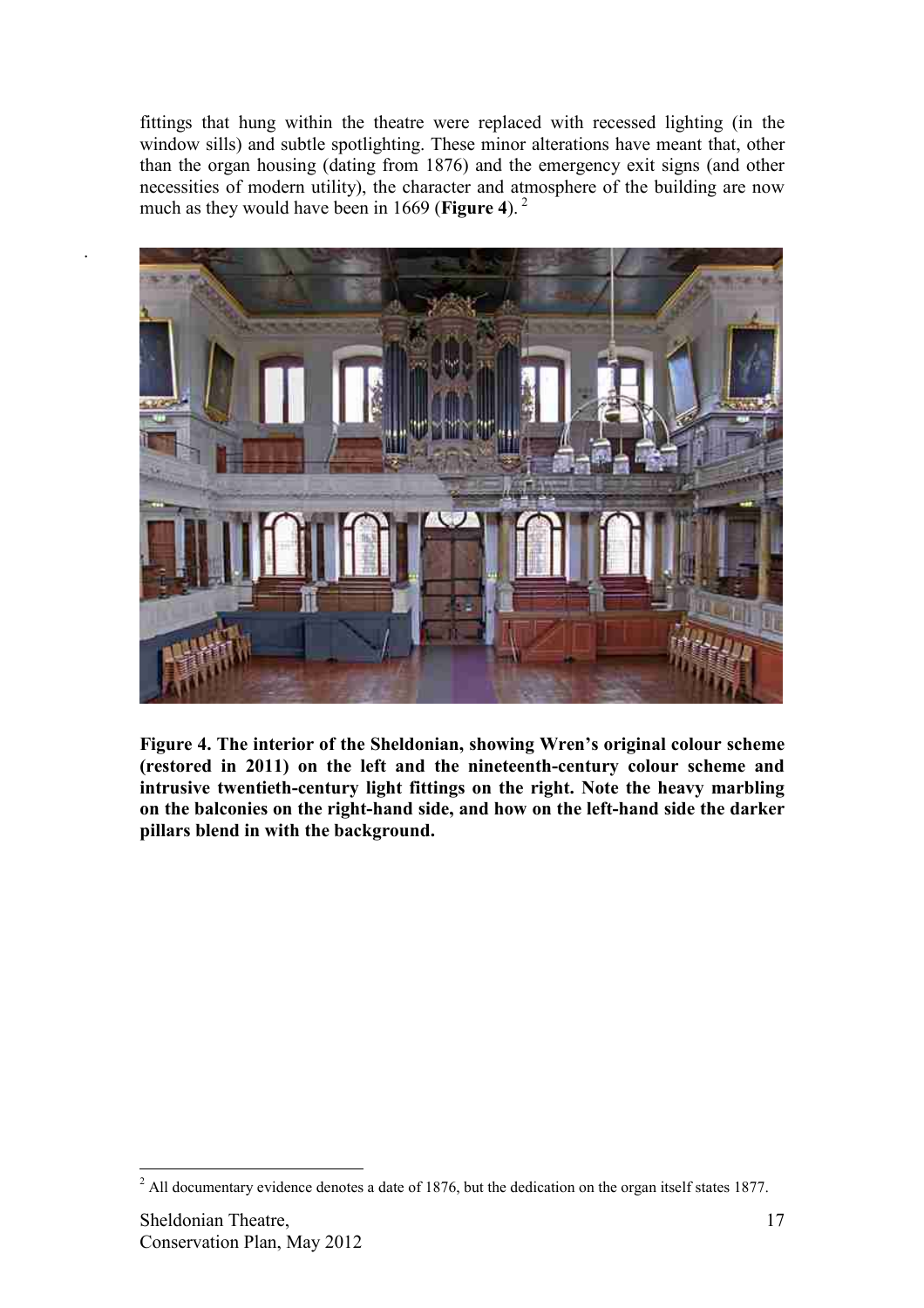fittings that hung within the theatre were replaced with recessed lighting (in the window sills) and subtle spotlighting. These minor alterations have meant that, other than the organ housing (dating from 1876) and the emergency exit signs (and other necessities of modern utility), the character and atmosphere of the building are now much as they would have been in 1669 (**Figure 4**).[2]

**Figure 4. The interior of the Sheldonian, showing Wren's original colour scheme (restored in 2011) on the left and the nineteenth-century colour scheme and intrusive twentieth-century light fittings on the right. Note the heavy marbling on the balconies on the right-hand side, and how on the left-hand side the darker pillars blend in with the background.**

[2] All documentary evidence denotes a date of 1876, but the dedication on the organ itself states 1877.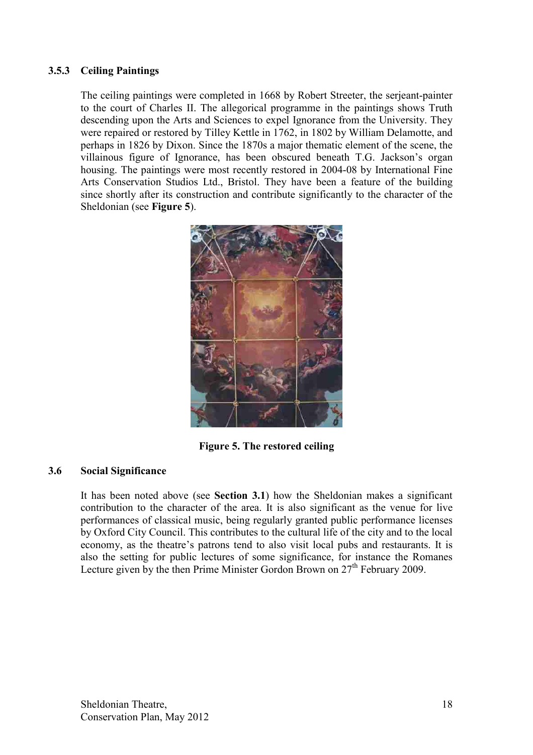### 3.5.3 Ceiling Paintings

The ceiling paintings were completed in 1668 by Robert Streeter, the serjeant-painter to the court of Charles II. The allegorical programme in the paintings shows Truth descending upon the Arts and Sciences to expel Ignorance from the University. They were repaired or restored by Tilley Kettle in 1762, in 1802 by William Delamotte, and perhaps in 1826 by Dixon. Since the 1870s a major thematic element of the scene, the villainous figure of Ignorance, has been obscured beneath T.G. Jackson's organ housing. The paintings were most recently restored in 2004-08 by International Fine Arts Conservation Studios Ltd., Bristol. They have been a feature of the building since shortly after its construction and contribute significantly to the character of the Sheldonian (see **Figure 5**).

**Figure 5. The restored ceiling**

### 3.6 Social Significance

It has been noted above (see **Section 3.1**) how the Sheldonian makes a significant contribution to the character of the area. It is also significant as the venue for live performances of classical music, being regularly granted public performance licenses by Oxford City Council. This contributes to the cultural life of the city and to the local economy, as the theatre's patrons tend to also visit local pubs and restaurants. It is also the setting for public lectures of some significance, for instance the Romanes Lecture given by the then Prime Minister Gordon Brown on 27th February 2009.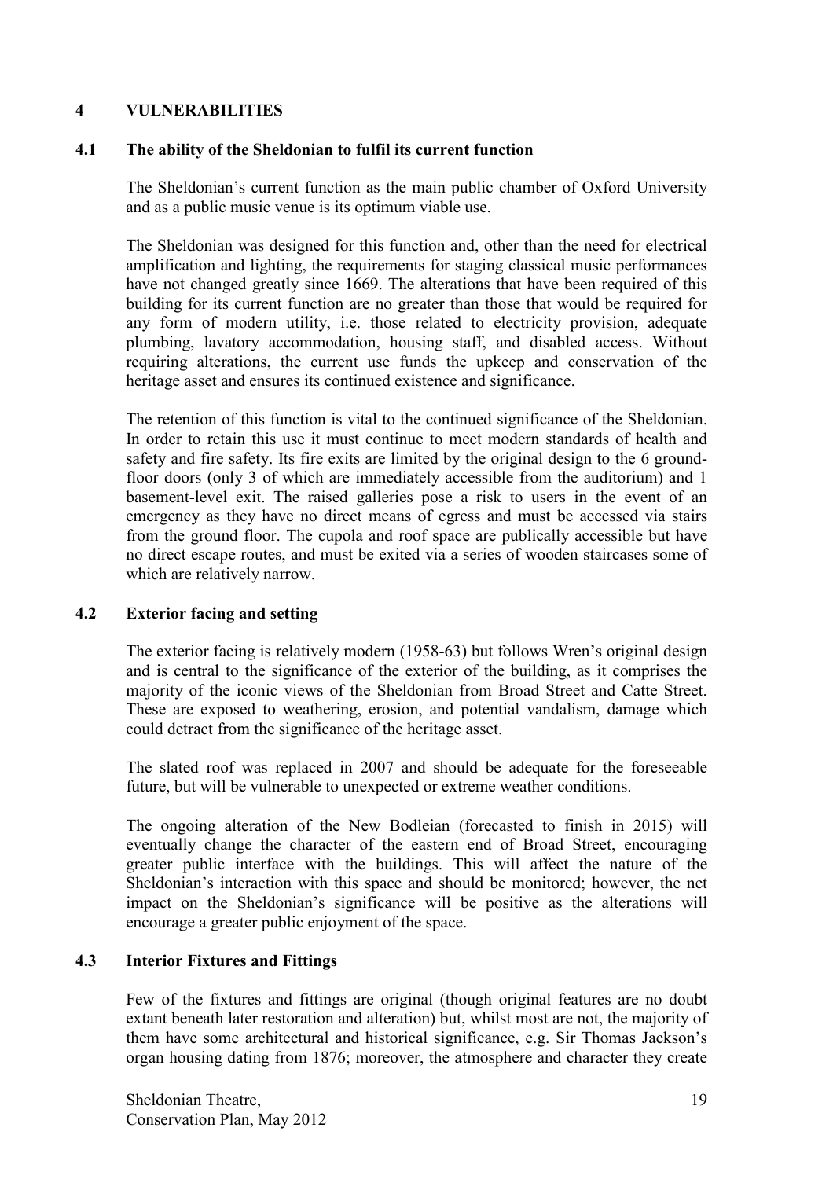## 4 VULNERABILITIES

### 4.1 The ability of the Sheldonian to fulfil its current function

The Sheldonian's current function as the main public chamber of Oxford University and as a public music venue is its optimum viable use.

The Sheldonian was designed for this function and, other than the need for electrical amplification and lighting, the requirements for staging classical music performances have not changed greatly since 1669. The alterations that have been required of this building for its current function are no greater than those that would be required for any form of modern utility, i.e. those related to electricity provision, adequate plumbing, lavatory accommodation, housing staff, and disabled access. Without requiring alterations, the current use funds the upkeep and conservation of the heritage asset and ensures its continued existence and significance.

The retention of this function is vital to the continued significance of the Sheldonian. In order to retain this use it must continue to meet modern standards of health and safety and fire safety. Its fire exits are limited by the original design to the 6 ground-floor doors (only 3 of which are immediately accessible from the auditorium) and 1 basement-level exit. The raised galleries pose a risk to users in the event of an emergency as they have no direct means of egress and must be accessed via stairs from the ground floor. The cupola and roof space are publically accessible but have no direct escape routes, and must be exited via a series of wooden staircases some of which are relatively narrow.

### 4.2 Exterior facing and setting

The exterior facing is relatively modern (1958-63) but follows Wren's original design and is central to the significance of the exterior of the building, as it comprises the majority of the iconic views of the Sheldonian from Broad Street and Catte Street. These are exposed to weathering, erosion, and potential vandalism, damage which could detract from the significance of the heritage asset.

The slated roof was replaced in 2007 and should be adequate for the foreseeable future, but will be vulnerable to unexpected or extreme weather conditions.

The ongoing alteration of the New Bodleian (forecasted to finish in 2015) will eventually change the character of the eastern end of Broad Street, encouraging greater public interface with the buildings. This will affect the nature of the Sheldonian's interaction with this space and should be monitored; however, the net impact on the Sheldonian's significance will be positive as the alterations will encourage a greater public enjoyment of the space.

### 4.3 Interior Fixtures and Fittings

Few of the fixtures and fittings are original (though original features are no doubt extant beneath later restoration and alteration) but, whilst most are not, the majority of them have some architectural and historical significance, e.g. Sir Thomas Jackson's organ housing dating from 1876; moreover, the atmosphere and character they create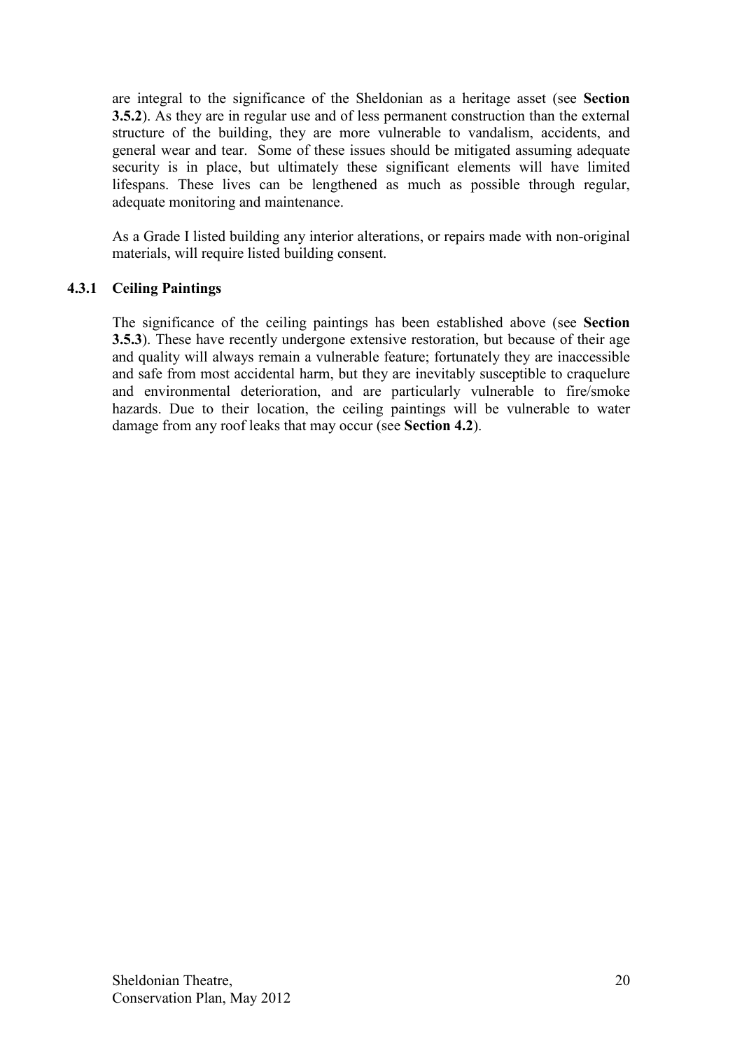are integral to the significance of the Sheldonian as a heritage asset (see **Section 3.5.2**). As they are in regular use and of less permanent construction than the external structure of the building, they are more vulnerable to vandalism, accidents, and general wear and tear. Some of these issues should be mitigated assuming adequate security is in place, but ultimately these significant elements will have limited lifespans. These lives can be lengthened as much as possible through regular, adequate monitoring and maintenance.

As a Grade I listed building any interior alterations, or repairs made with non-original materials, will require listed building consent.

### 4.3.1 Ceiling Paintings

The significance of the ceiling paintings has been established above (see **Section 3.5.3**). These have recently undergone extensive restoration, but because of their age and quality will always remain a vulnerable feature; fortunately they are inaccessible and safe from most accidental harm, but they are inevitably susceptible to craquelure and environmental deterioration, and are particularly vulnerable to fire/smoke hazards. Due to their location, the ceiling paintings will be vulnerable to water damage from any roof leaks that may occur (see **Section 4.2**).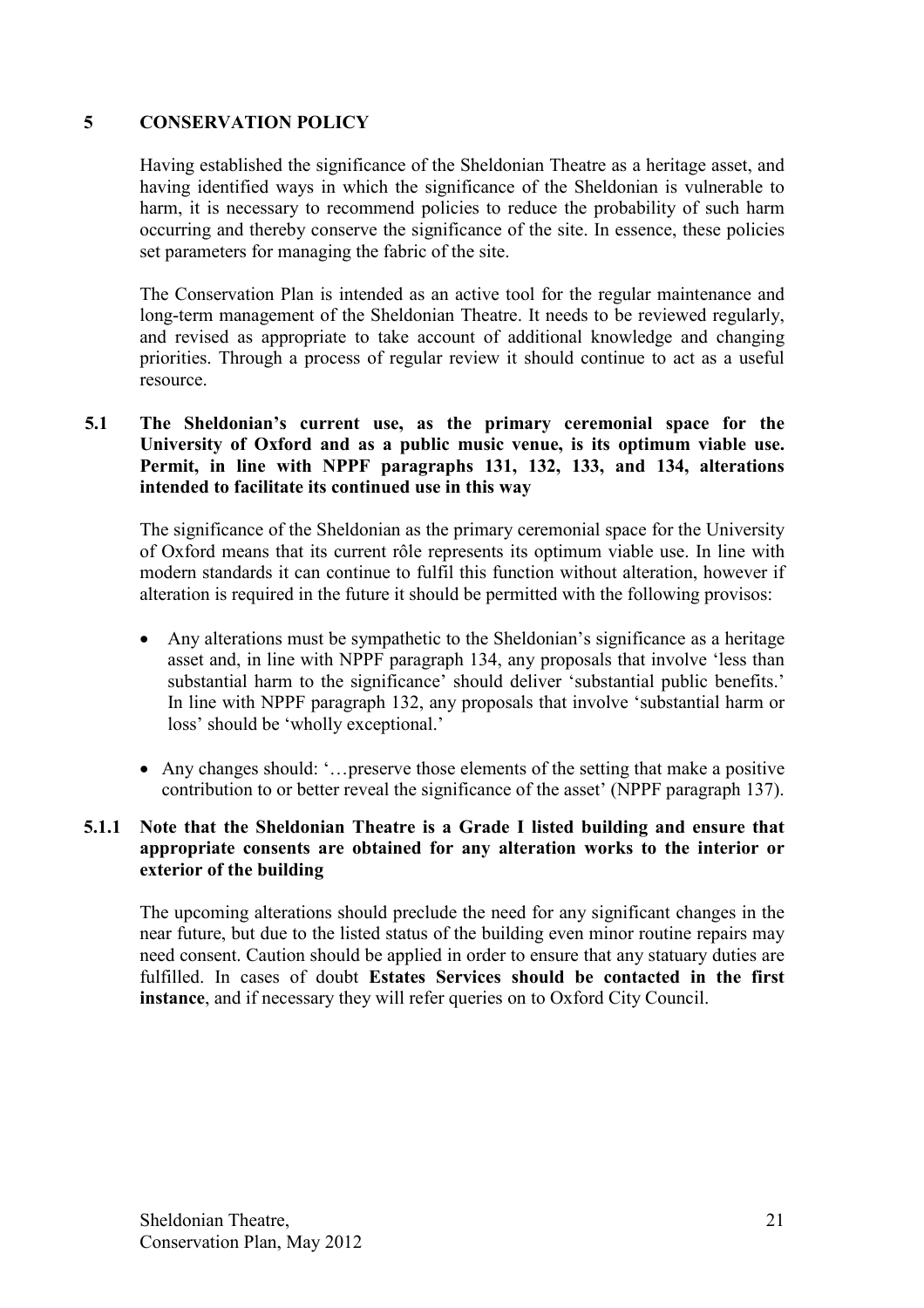# 5 CONSERVATION POLICY

Having established the significance of the Sheldonian Theatre as a heritage asset, and having identified ways in which the significance of the Sheldonian is vulnerable to harm, it is necessary to recommend policies to reduce the probability of such harm occurring and thereby conserve the significance of the site. In essence, these policies set parameters for managing the fabric of the site.

The Conservation Plan is intended as an active tool for the regular maintenance and long-term management of the Sheldonian Theatre. It needs to be reviewed regularly, and revised as appropriate to take account of additional knowledge and changing priorities. Through a process of regular review it should continue to act as a useful resource.

## 5.1 The Sheldonian's current use, as the primary ceremonial space for the University of Oxford and as a public music venue, is its optimum viable use. Permit, in line with NPPF paragraphs 131, 132, 133, and 134, alterations intended to facilitate its continued use in this way

The significance of the Sheldonian as the primary ceremonial space for the University of Oxford means that its current rôle represents its optimum viable use. In line with modern standards it can continue to fulfil this function without alteration, however if alteration is required in the future it should be permitted with the following provisos:

- Any alterations must be sympathetic to the Sheldonian's significance as a heritage asset and, in line with NPPF paragraph 134, any proposals that involve 'less than substantial harm to the significance' should deliver 'substantial public benefits.' In line with NPPF paragraph 132, any proposals that involve 'substantial harm or loss' should be 'wholly exceptional.'
- Any changes should: '…preserve those elements of the setting that make a positive contribution to or better reveal the significance of the asset' (NPPF paragraph 137).

### 5.1.1 Note that the Sheldonian Theatre is a Grade I listed building and ensure that appropriate consents are obtained for any alteration works to the interior or exterior of the building

The upcoming alterations should preclude the need for any significant changes in the near future, but due to the listed status of the building even minor routine repairs may need consent. Caution should be applied in order to ensure that any statuary duties are fulfilled. In cases of doubt **Estates Services should be contacted in the first instance**, and if necessary they will refer queries on to Oxford City Council.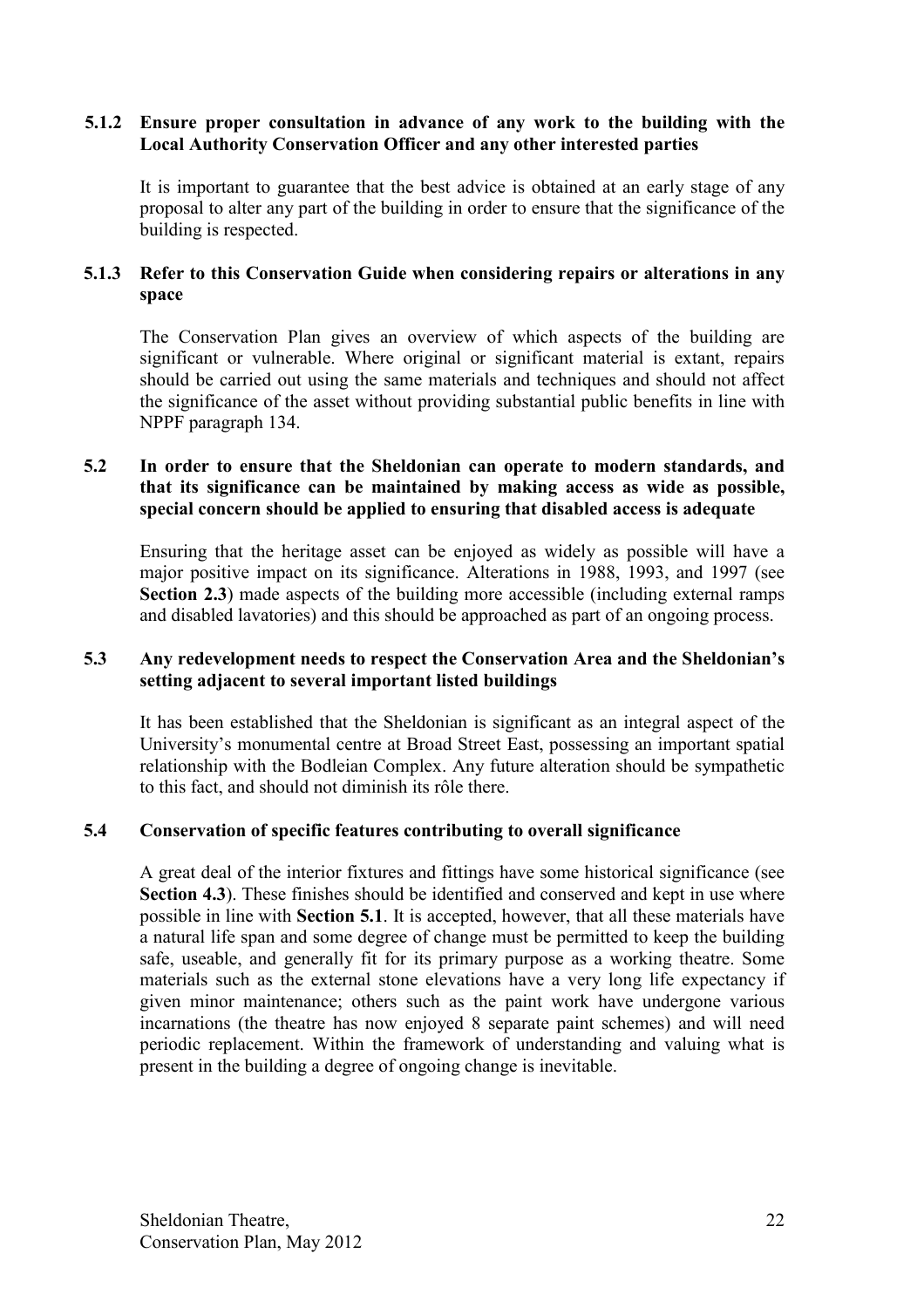### 5.1.2 Ensure proper consultation in advance of any work to the building with the Local Authority Conservation Officer and any other interested parties

It is important to guarantee that the best advice is obtained at an early stage of any proposal to alter any part of the building in order to ensure that the significance of the building is respected.

### 5.1.3 Refer to this Conservation Guide when considering repairs or alterations in any space

The Conservation Plan gives an overview of which aspects of the building are significant or vulnerable. Where original or significant material is extant, repairs should be carried out using the same materials and techniques and should not affect the significance of the asset without providing substantial public benefits in line with NPPF paragraph 134.

## 5.2 In order to ensure that the Sheldonian can operate to modern standards, and that its significance can be maintained by making access as wide as possible, special concern should be applied to ensuring that disabled access is adequate

Ensuring that the heritage asset can be enjoyed as widely as possible will have a major positive impact on its significance. Alterations in 1988, 1993, and 1997 (see **Section 2.3**) made aspects of the building more accessible (including external ramps and disabled lavatories) and this should be approached as part of an ongoing process.

## 5.3 Any redevelopment needs to respect the Conservation Area and the Sheldonian's setting adjacent to several important listed buildings

It has been established that the Sheldonian is significant as an integral aspect of the University's monumental centre at Broad Street East, possessing an important spatial relationship with the Bodleian Complex. Any future alteration should be sympathetic to this fact, and should not diminish its rôle there.

## 5.4 Conservation of specific features contributing to overall significance

A great deal of the interior fixtures and fittings have some historical significance (see **Section 4.3**). These finishes should be identified and conserved and kept in use where possible in line with **Section 5.1**. It is accepted, however, that all these materials have a natural life span and some degree of change must be permitted to keep the building safe, useable, and generally fit for its primary purpose as a working theatre. Some materials such as the external stone elevations have a very long life expectancy if given minor maintenance; others such as the paint work have undergone various incarnations (the theatre has now enjoyed 8 separate paint schemes) and will need periodic replacement. Within the framework of understanding and valuing what is present in the building a degree of ongoing change is inevitable.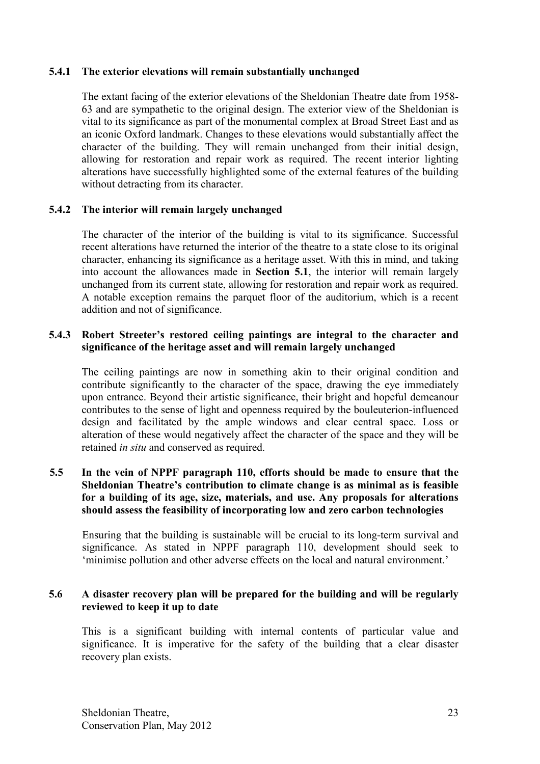#### 5.4.1 The exterior elevations will remain substantially unchanged

The extant facing of the exterior elevations of the Sheldonian Theatre date from 1958-63 and are sympathetic to the original design. The exterior view of the Sheldonian is vital to its significance as part of the monumental complex at Broad Street East and as an iconic Oxford landmark. Changes to these elevations would substantially affect the character of the building. They will remain unchanged from their initial design, allowing for restoration and repair work as required. The recent interior lighting alterations have successfully highlighted some of the external features of the building without detracting from its character.

#### 5.4.2 The interior will remain largely unchanged

The character of the interior of the building is vital to its significance. Successful recent alterations have returned the interior of the theatre to a state close to its original character, enhancing its significance as a heritage asset. With this in mind, and taking into account the allowances made in **Section 5.1**, the interior will remain largely unchanged from its current state, allowing for restoration and repair work as required. A notable exception remains the parquet floor of the auditorium, which is a recent addition and not of significance.

#### 5.4.3 Robert Streeter's restored ceiling paintings are integral to the character and significance of the heritage asset and will remain largely unchanged

The ceiling paintings are now in something akin to their original condition and contribute significantly to the character of the space, drawing the eye immediately upon entrance. Beyond their artistic significance, their bright and hopeful demeanour contributes to the sense of light and openness required by the bouleuterion-influenced design and facilitated by the ample windows and clear central space. Loss or alteration of these would negatively affect the character of the space and they will be retained *in situ* and conserved as required.

### 5.5 In the vein of NPPF paragraph 110, efforts should be made to ensure that the Sheldonian Theatre's contribution to climate change is as minimal as is feasible for a building of its age, size, materials, and use. Any proposals for alterations should assess the feasibility of incorporating low and zero carbon technologies

Ensuring that the building is sustainable will be crucial to its long-term survival and significance. As stated in NPPF paragraph 110, development should seek to 'minimise pollution and other adverse effects on the local and natural environment.'

### 5.6 A disaster recovery plan will be prepared for the building and will be regularly reviewed to keep it up to date

This is a significant building with internal contents of particular value and significance. It is imperative for the safety of the building that a clear disaster recovery plan exists.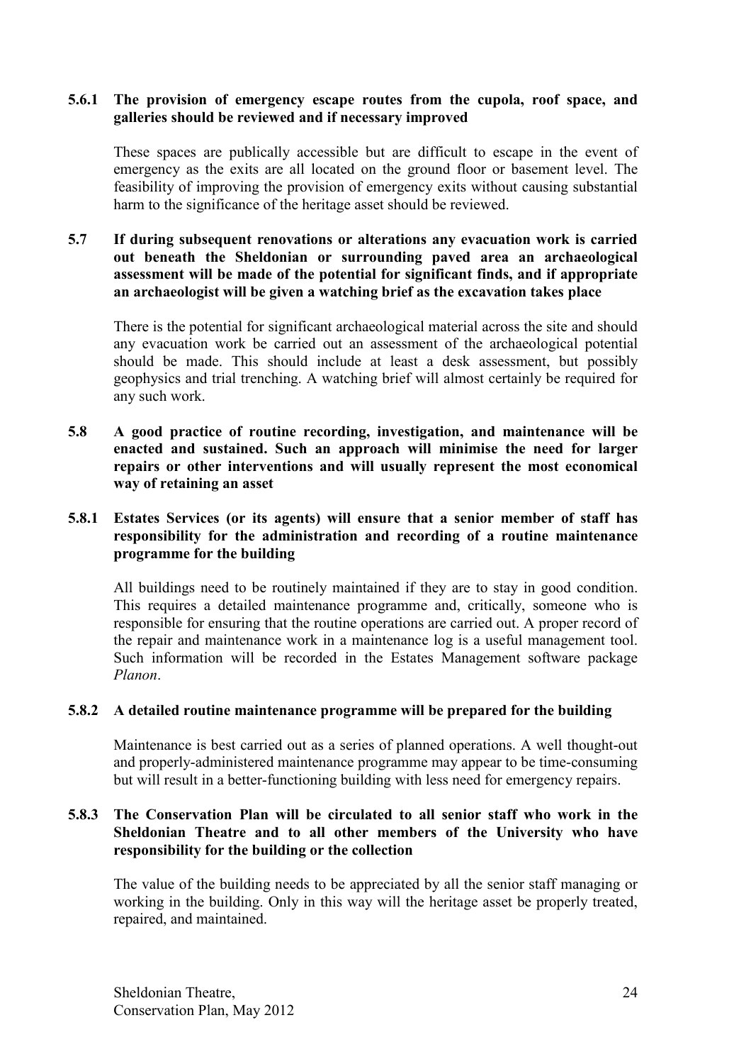**5.6.1 The provision of emergency escape routes from the cupola, roof space, and galleries should be reviewed and if necessary improved**

These spaces are publically accessible but are difficult to escape in the event of emergency as the exits are all located on the ground floor or basement level. The feasibility of improving the provision of emergency exits without causing substantial harm to the significance of the heritage asset should be reviewed.

**5.7 If during subsequent renovations or alterations any evacuation work is carried out beneath the Sheldonian or surrounding paved area an archaeological assessment will be made of the potential for significant finds, and if appropriate an archaeologist will be given a watching brief as the excavation takes place**

There is the potential for significant archaeological material across the site and should any evacuation work be carried out an assessment of the archaeological potential should be made. This should include at least a desk assessment, but possibly geophysics and trial trenching. A watching brief will almost certainly be required for any such work.

**5.8 A good practice of routine recording, investigation, and maintenance will be enacted and sustained. Such an approach will minimise the need for larger repairs or other interventions and will usually represent the most economical way of retaining an asset**

**5.8.1 Estates Services (or its agents) will ensure that a senior member of staff has responsibility for the administration and recording of a routine maintenance programme for the building**

All buildings need to be routinely maintained if they are to stay in good condition. This requires a detailed maintenance programme and, critically, someone who is responsible for ensuring that the routine operations are carried out. A proper record of the repair and maintenance work in a maintenance log is a useful management tool. Such information will be recorded in the Estates Management software package *Planon*.

**5.8.2 A detailed routine maintenance programme will be prepared for the building**

Maintenance is best carried out as a series of planned operations. A well thought-out and properly-administered maintenance programme may appear to be time-consuming but will result in a better-functioning building with less need for emergency repairs.

**5.8.3 The Conservation Plan will be circulated to all senior staff who work in the Sheldonian Theatre and to all other members of the University who have responsibility for the building or the collection**

The value of the building needs to be appreciated by all the senior staff managing or working in the building. Only in this way will the heritage asset be properly treated, repaired, and maintained.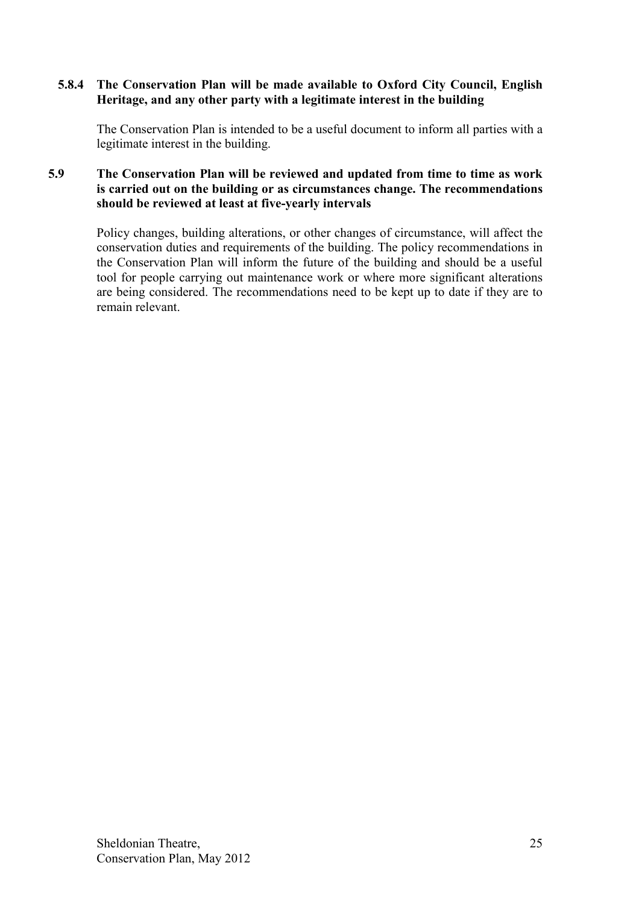#### 5.8.4 The Conservation Plan will be made available to Oxford City Council, English Heritage, and any other party with a legitimate interest in the building

The Conservation Plan is intended to be a useful document to inform all parties with a legitimate interest in the building.

### 5.9 The Conservation Plan will be reviewed and updated from time to time as work is carried out on the building or as circumstances change. The recommendations should be reviewed at least at five-yearly intervals

Policy changes, building alterations, or other changes of circumstance, will affect the conservation duties and requirements of the building. The policy recommendations in the Conservation Plan will inform the future of the building and should be a useful tool for people carrying out maintenance work or where more significant alterations are being considered. The recommendations need to be kept up to date if they are to remain relevant.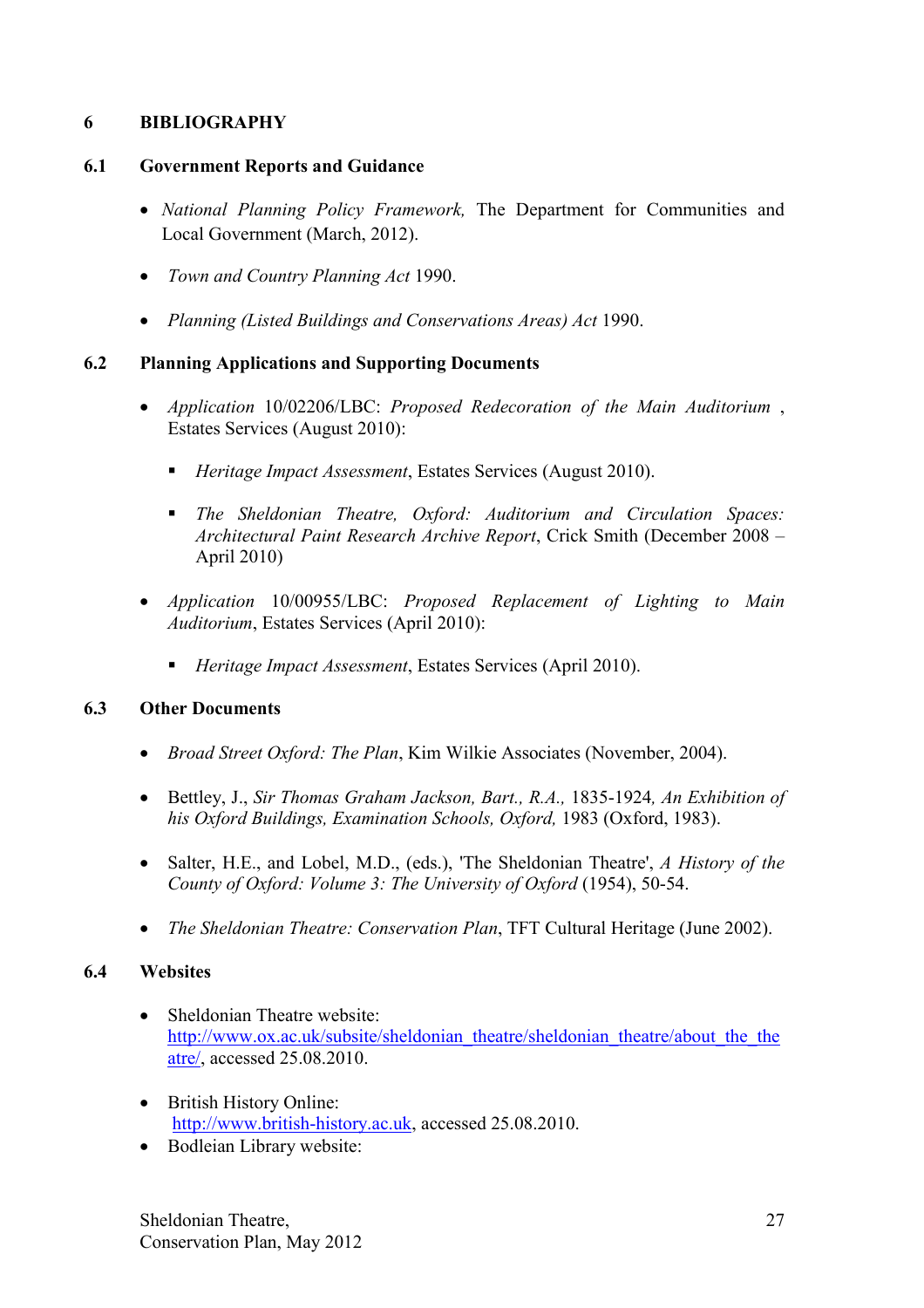# 6 BIBLIOGRAPHY

## 6.1 Government Reports and Guidance

- *National Planning Policy Framework,* The Department for Communities and Local Government (March, 2012).
- *Town and Country Planning Act* 1990.
- *Planning (Listed Buildings and Conservations Areas) Act* 1990.

## 6.2 Planning Applications and Supporting Documents

- *Application* 10/02206/LBC: *Proposed Redecoration of the Main Auditorium* , Estates Services (August 2010):
  - *Heritage Impact Assessment*, Estates Services (August 2010).
  - *The Sheldonian Theatre, Oxford: Auditorium and Circulation Spaces: Architectural Paint Research Archive Report*, Crick Smith (December 2008 – April 2010)
- *Application* 10/00955/LBC: *Proposed Replacement of Lighting to Main Auditorium*, Estates Services (April 2010):
  - *Heritage Impact Assessment*, Estates Services (April 2010).

## 6.3 Other Documents

- *Broad Street Oxford: The Plan*, Kim Wilkie Associates (November, 2004).
- Bettley, J., *Sir Thomas Graham Jackson, Bart., R.A.,* 1835-1924*, An Exhibition of his Oxford Buildings, Examination Schools, Oxford,* 1983 (Oxford, 1983).
- Salter, H.E., and Lobel, M.D., (eds.), 'The Sheldonian Theatre', *A History of the County of Oxford: Volume 3: The University of Oxford* (1954), 50-54.
- *The Sheldonian Theatre: Conservation Plan*, TFT Cultural Heritage (June 2002).

## 6.4 Websites

- Sheldonian Theatre website: http://www.ox.ac.uk/subsite/sheldonian_theatre/sheldonian_theatre/about_the_theatre/, accessed 25.08.2010.
- British History Online: http://www.british-history.ac.uk, accessed 25.08.2010.
- Bodleian Library website: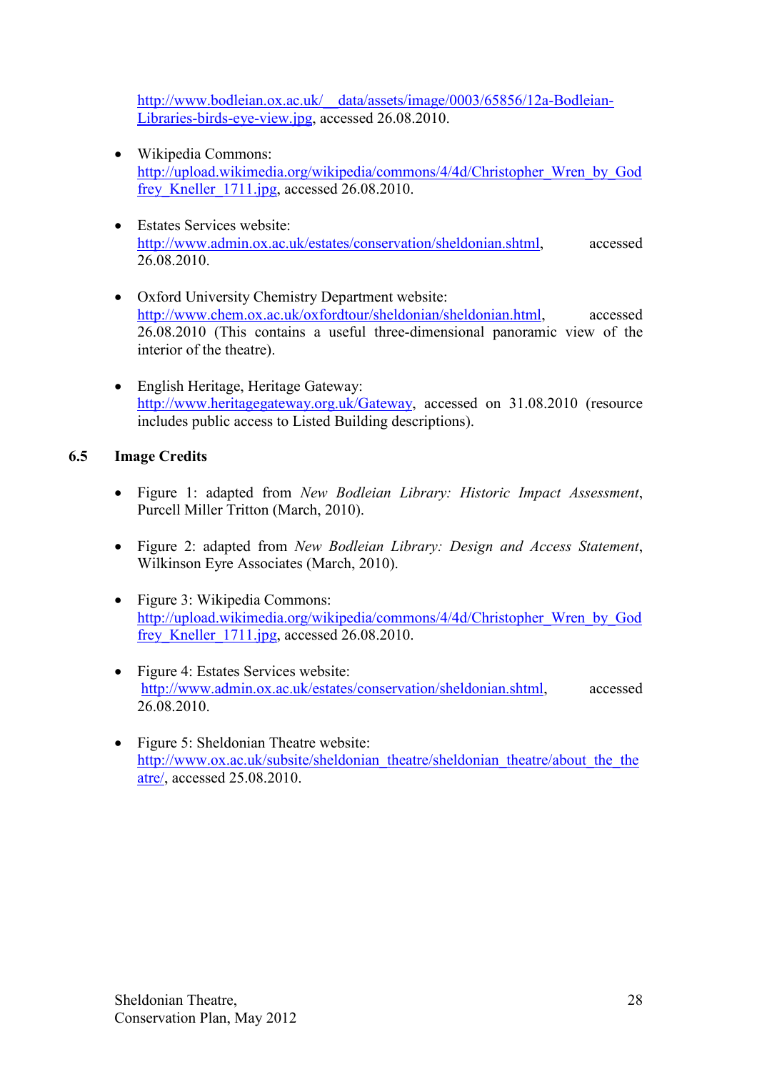http://www.bodleian.ox.ac.uk/__data/assets/image/0003/65856/12a-Bodleian-Libraries-birds-eye-view.jpg, accessed 26.08.2010.

- Wikipedia Commons: http://upload.wikimedia.org/wikipedia/commons/4/4d/Christopher_Wren_by_Godfrey_Kneller_1711.jpg, accessed 26.08.2010.

- Estates Services website: http://www.admin.ox.ac.uk/estates/conservation/sheldonian.shtml, accessed 26.08.2010.

- Oxford University Chemistry Department website: http://www.chem.ox.ac.uk/oxfordtour/sheldonian/sheldonian.html, accessed 26.08.2010 (This contains a useful three-dimensional panoramic view of the interior of the theatre).

- English Heritage, Heritage Gateway: http://www.heritagegateway.org.uk/Gateway, accessed on 31.08.2010 (resource includes public access to Listed Building descriptions).

### 6.5 Image Credits

- Figure 1: adapted from *New Bodleian Library: Historic Impact Assessment*, Purcell Miller Tritton (March, 2010).

- Figure 2: adapted from *New Bodleian Library: Design and Access Statement*, Wilkinson Eyre Associates (March, 2010).

- Figure 3: Wikipedia Commons: http://upload.wikimedia.org/wikipedia/commons/4/4d/Christopher_Wren_by_Godfrey_Kneller_1711.jpg, accessed 26.08.2010.

- Figure 4: Estates Services website: http://www.admin.ox.ac.uk/estates/conservation/sheldonian.shtml, accessed 26.08.2010.

- Figure 5: Sheldonian Theatre website: http://www.ox.ac.uk/subsite/sheldonian_theatre/sheldonian_theatre/about_the_theatre/, accessed 25.08.2010.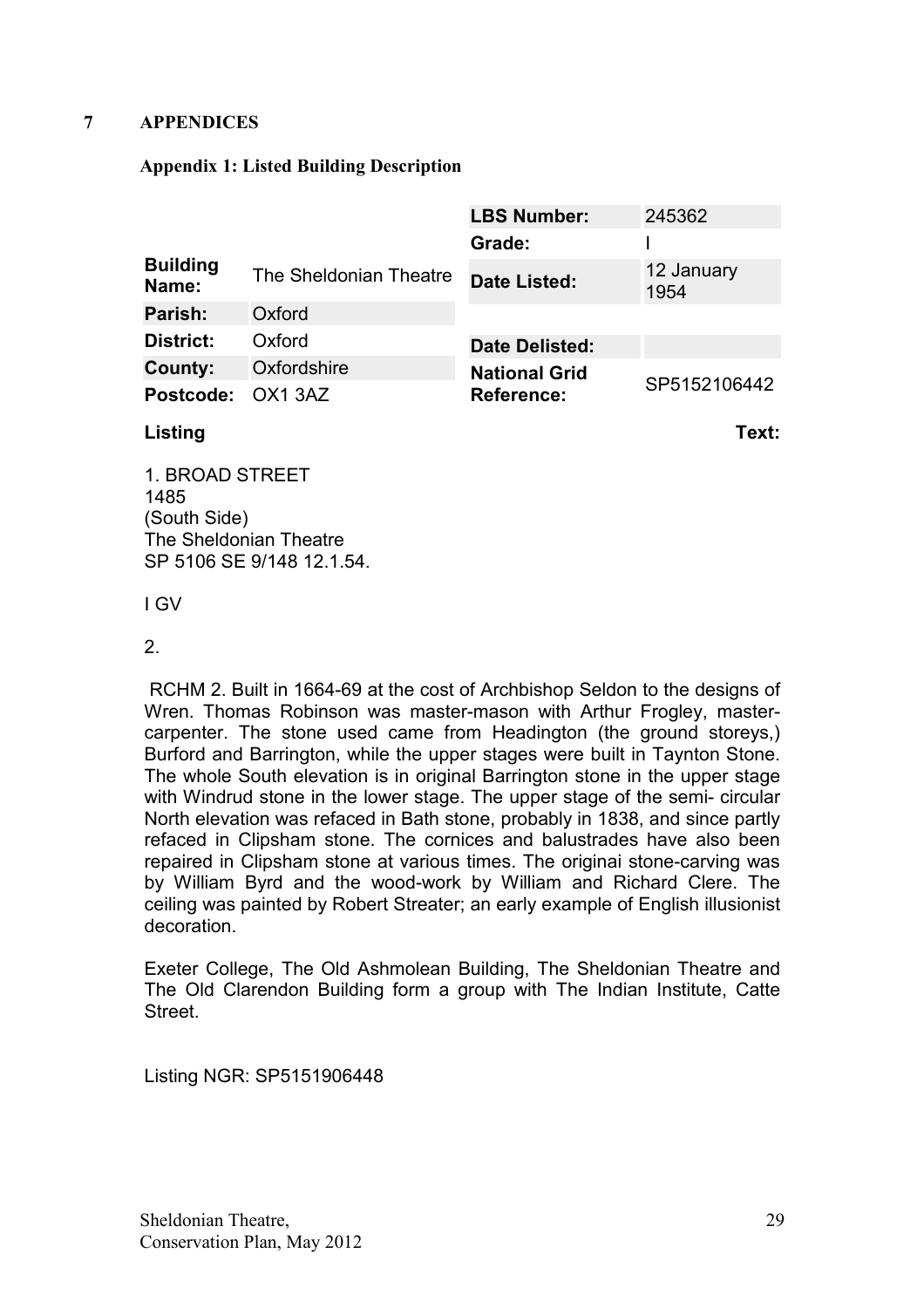# 7 APPENDICES

## Appendix 1: Listed Building Description

| | | | |
|---|---|---|---|
| | | **LBS Number:** | 245362 |
| | | **Grade:** | I |
| **Building Name:** | The Sheldonian Theatre | **Date Listed:** | 12 January 1954 |
| **Parish:** | Oxford | | |
| **District:** | Oxford | **Date Delisted:** | |
| **County:** | Oxfordshire | **National Grid Reference:** | SP5152106442 |
| **Postcode:** | OX1 3AZ | | |

**Listing Text:**

1. BROAD STREET
1485
(South Side)
The Sheldonian Theatre
SP 5106 SE 9/148 12.1.54.

I GV

2.

RCHM 2. Built in 1664-69 at the cost of Archbishop Seldon to the designs of Wren. Thomas Robinson was master-mason with Arthur Frogley, master-carpenter. The stone used came from Headington (the ground storeys,) Burford and Barrington, while the upper stages were built in Taynton Stone. The whole South elevation is in original Barrington stone in the upper stage with Windrud stone in the lower stage. The upper stage of the semi- circular North elevation was refaced in Bath stone, probably in 1838, and since partly refaced in Clipsham stone. The cornices and balustrades have also been repaired in Clipsham stone at various times. The originai stone-carving was by William Byrd and the wood-work by William and Richard Clere. The ceiling was painted by Robert Streater; an early example of English illusionist decoration.

Exeter College, The Old Ashmolean Building, The Sheldonian Theatre and The Old Clarendon Building form a group with The Indian Institute, Catte Street.

Listing NGR: SP5151906448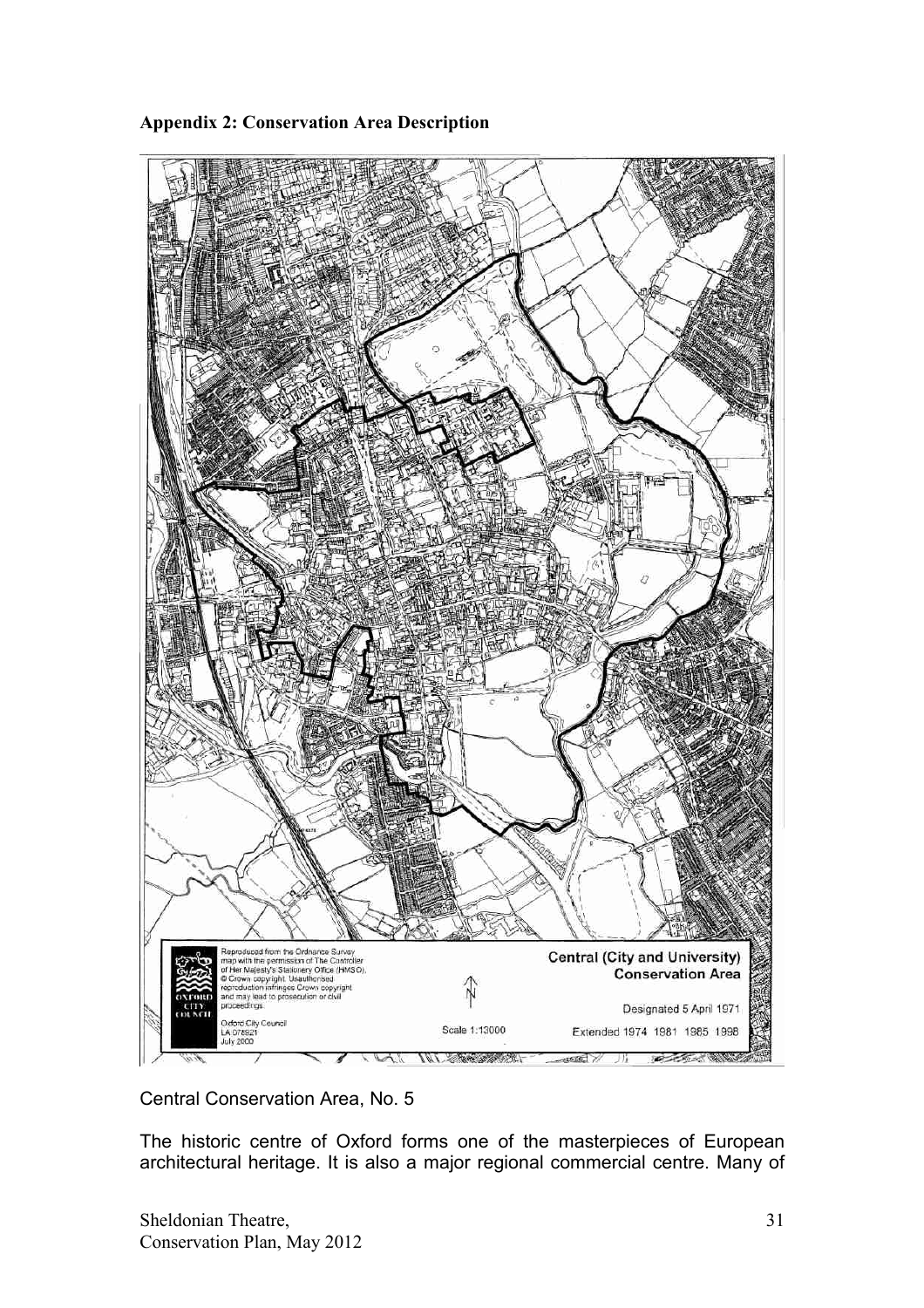**Appendix 2: Conservation Area Description**

Reproduced from the Ordnance Survey map with the permission of The Controller of Her Majesty's Stationery Office (HMSO). © Crown copyright. Unauthorised reproduction infringes Crown copyright and may lead to prosecution or civil proceedings.

Oxford City Council
LA 078821
July 2000

Scale 1:13000

**Central (City and University) Conservation Area**

Designated 5 April 1971

Extended 1974 1981 1985 1998

Central Conservation Area, No. 5

The historic centre of Oxford forms one of the masterpieces of European architectural heritage. It is also a major regional commercial centre. Many of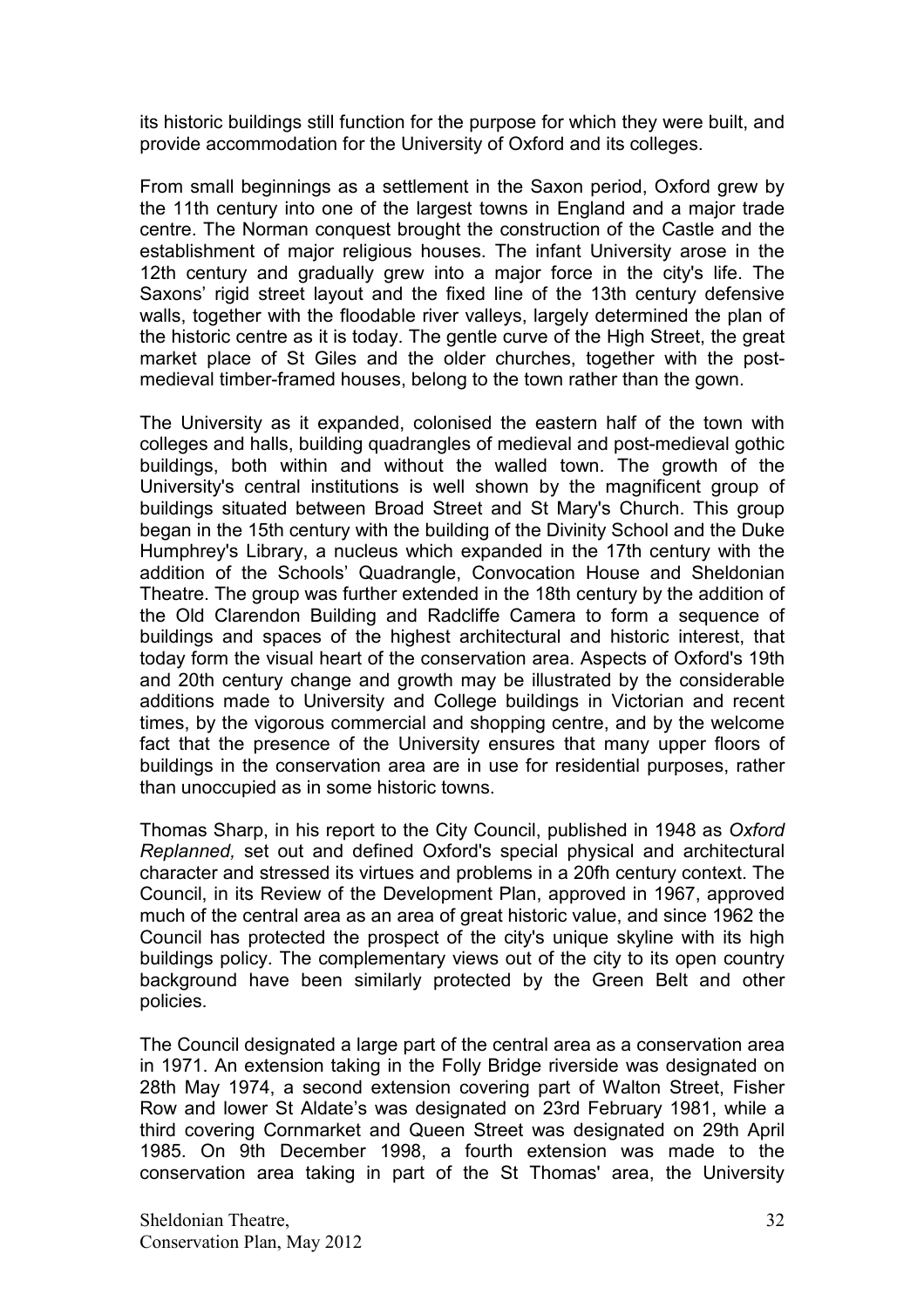its historic buildings still function for the purpose for which they were built, and provide accommodation for the University of Oxford and its colleges.

From small beginnings as a settlement in the Saxon period, Oxford grew by the 11th century into one of the largest towns in England and a major trade centre. The Norman conquest brought the construction of the Castle and the establishment of major religious houses. The infant University arose in the 12th century and gradually grew into a major force in the city's life. The Saxons' rigid street layout and the fixed line of the 13th century defensive walls, together with the floodable river valleys, largely determined the plan of the historic centre as it is today. The gentle curve of the High Street, the great market place of St Giles and the older churches, together with the post-medieval timber-framed houses, belong to the town rather than the gown.

The University as it expanded, colonised the eastern half of the town with colleges and halls, building quadrangles of medieval and post-medieval gothic buildings, both within and without the walled town. The growth of the University's central institutions is well shown by the magnificent group of buildings situated between Broad Street and St Mary's Church. This group began in the 15th century with the building of the Divinity School and the Duke Humphrey's Library, a nucleus which expanded in the 17th century with the addition of the Schools' Quadrangle, Convocation House and Sheldonian Theatre. The group was further extended in the 18th century by the addition of the Old Clarendon Building and Radcliffe Camera to form a sequence of buildings and spaces of the highest architectural and historic interest, that today form the visual heart of the conservation area. Aspects of Oxford's 19th and 20th century change and growth may be illustrated by the considerable additions made to University and College buildings in Victorian and recent times, by the vigorous commercial and shopping centre, and by the welcome fact that the presence of the University ensures that many upper floors of buildings in the conservation area are in use for residential purposes, rather than unoccupied as in some historic towns.

Thomas Sharp, in his report to the City Council, published in 1948 as *Oxford Replanned,* set out and defined Oxford's special physical and architectural character and stressed its virtues and problems in a 20fh century context. The Council, in its Review of the Development Plan, approved in 1967, approved much of the central area as an area of great historic value, and since 1962 the Council has protected the prospect of the city's unique skyline with its high buildings policy. The complementary views out of the city to its open country background have been similarly protected by the Green Belt and other policies.

The Council designated a large part of the central area as a conservation area in 1971. An extension taking in the Folly Bridge riverside was designated on 28th May 1974, a second extension covering part of Walton Street, Fisher Row and lower St Aldate's was designated on 23rd February 1981, while a third covering Cornmarket and Queen Street was designated on 29th April 1985. On 9th December 1998, a fourth extension was made to the conservation area taking in part of the St Thomas' area, the University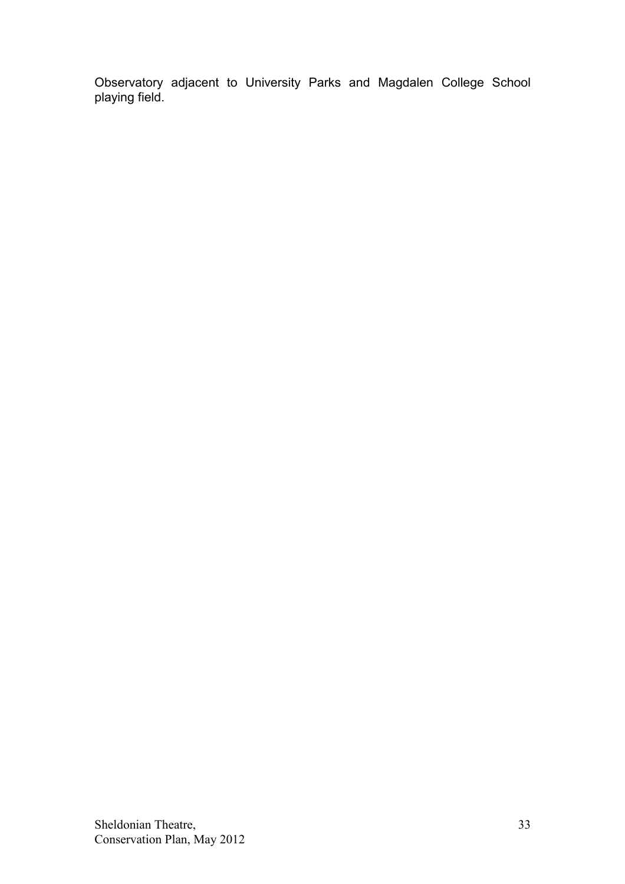Observatory adjacent to University Parks and Magdalen College School playing field.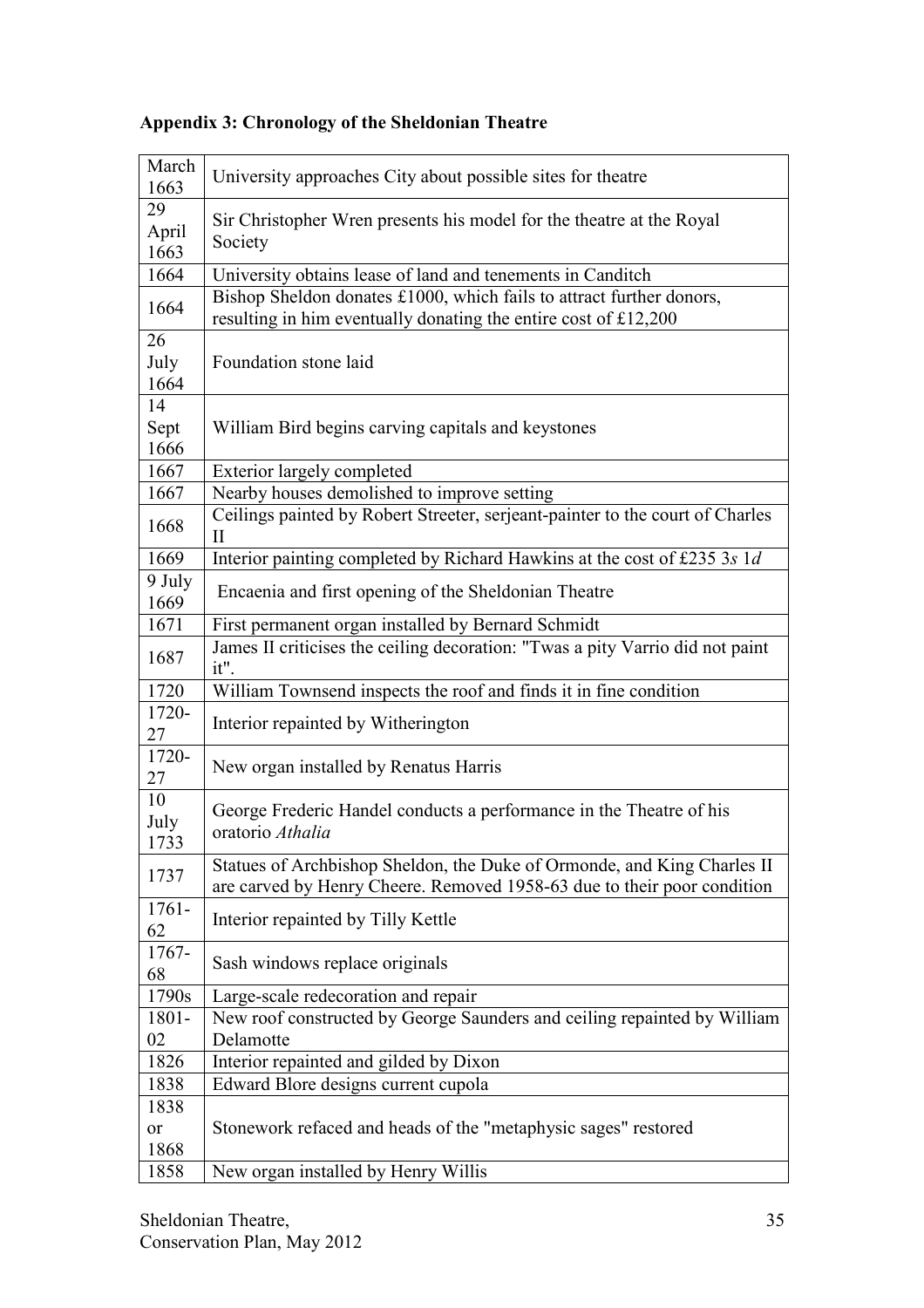**Appendix 3: Chronology of the Sheldonian Theatre**

| Date | Event |
|---|---|
| March 1663 | University approaches City about possible sites for theatre |
| 29 April 1663 | Sir Christopher Wren presents his model for the theatre at the Royal Society |
| 1664 | University obtains lease of land and tenements in Canditch |
| 1664 | Bishop Sheldon donates £1000, which fails to attract further donors, resulting in him eventually donating the entire cost of £12,200 |
| 26 July 1664 | Foundation stone laid |
| 14 Sept 1666 | William Bird begins carving capitals and keystones |
| 1667 | Exterior largely completed |
| 1667 | Nearby houses demolished to improve setting |
| 1668 | Ceilings painted by Robert Streeter, serjeant-painter to the court of Charles II |
| 1669 | Interior painting completed by Richard Hawkins at the cost of £235 3*s* 1*d* |
| 9 July 1669 | Encaenia and first opening of the Sheldonian Theatre |
| 1671 | First permanent organ installed by Bernard Schmidt |
| 1687 | James II criticises the ceiling decoration: "Twas a pity Varrio did not paint it". |
| 1720 | William Townsend inspects the roof and finds it in fine condition |
| 1720-27 | Interior repainted by Witherington |
| 1720-27 | New organ installed by Renatus Harris |
| 10 July 1733 | George Frederic Handel conducts a performance in the Theatre of his oratorio *Athalia* |
| 1737 | Statues of Archbishop Sheldon, the Duke of Ormonde, and King Charles II are carved by Henry Cheere. Removed 1958-63 due to their poor condition |
| 1761-62 | Interior repainted by Tilly Kettle |
| 1767-68 | Sash windows replace originals |
| 1790s | Large-scale redecoration and repair |
| 1801-02 | New roof constructed by George Saunders and ceiling repainted by William Delamotte |
| 1826 | Interior repainted and gilded by Dixon |
| 1838 | Edward Blore designs current cupola |
| 1838 or 1868 | Stonework refaced and heads of the "metaphysic sages" restored |
| 1858 | New organ installed by Henry Willis |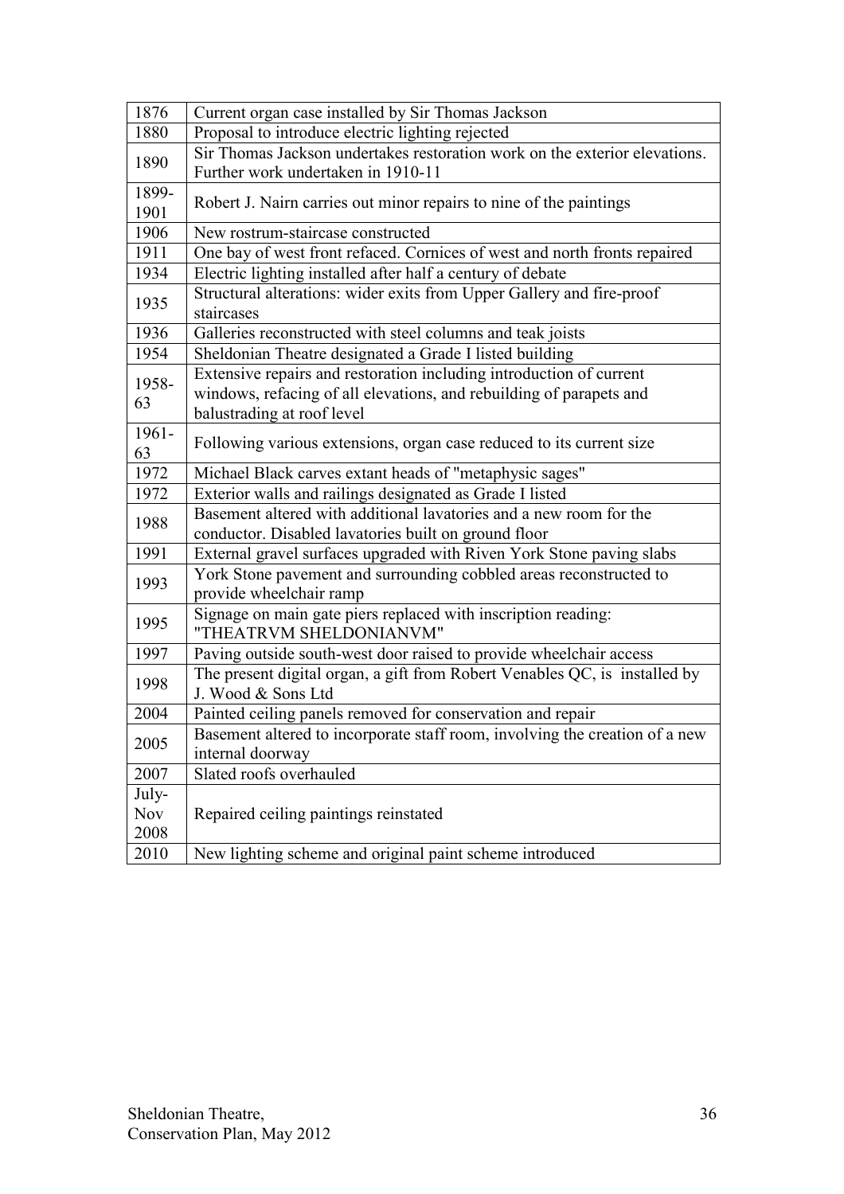| | |
|---|---|
| 1876 | Current organ case installed by Sir Thomas Jackson |
| 1880 | Proposal to introduce electric lighting rejected |
| 1890 | Sir Thomas Jackson undertakes restoration work on the exterior elevations. Further work undertaken in 1910-11 |
| 1899-1901 | Robert J. Nairn carries out minor repairs to nine of the paintings |
| 1906 | New rostrum-staircase constructed |
| 1911 | One bay of west front refaced. Cornices of west and north fronts repaired |
| 1934 | Electric lighting installed after half a century of debate |
| 1935 | Structural alterations: wider exits from Upper Gallery and fire-proof staircases |
| 1936 | Galleries reconstructed with steel columns and teak joists |
| 1954 | Sheldonian Theatre designated a Grade I listed building |
| 1958-63 | Extensive repairs and restoration including introduction of current windows, refacing of all elevations, and rebuilding of parapets and balustrading at roof level |
| 1961-63 | Following various extensions, organ case reduced to its current size |
| 1972 | Michael Black carves extant heads of "metaphysic sages" |
| 1972 | Exterior walls and railings designated as Grade I listed |
| 1988 | Basement altered with additional lavatories and a new room for the conductor. Disabled lavatories built on ground floor |
| 1991 | External gravel surfaces upgraded with Riven York Stone paving slabs |
| 1993 | York Stone pavement and surrounding cobbled areas reconstructed to provide wheelchair ramp |
| 1995 | Signage on main gate piers replaced with inscription reading: "THEATRVM SHELDONIANVM" |
| 1997 | Paving outside south-west door raised to provide wheelchair access |
| 1998 | The present digital organ, a gift from Robert Venables QC, is installed by J. Wood & Sons Ltd |
| 2004 | Painted ceiling panels removed for conservation and repair |
| 2005 | Basement altered to incorporate staff room, involving the creation of a new internal doorway |
| 2007 | Slated roofs overhauled |
| July-Nov 2008 | Repaired ceiling paintings reinstated |
| 2010 | New lighting scheme and original paint scheme introduced |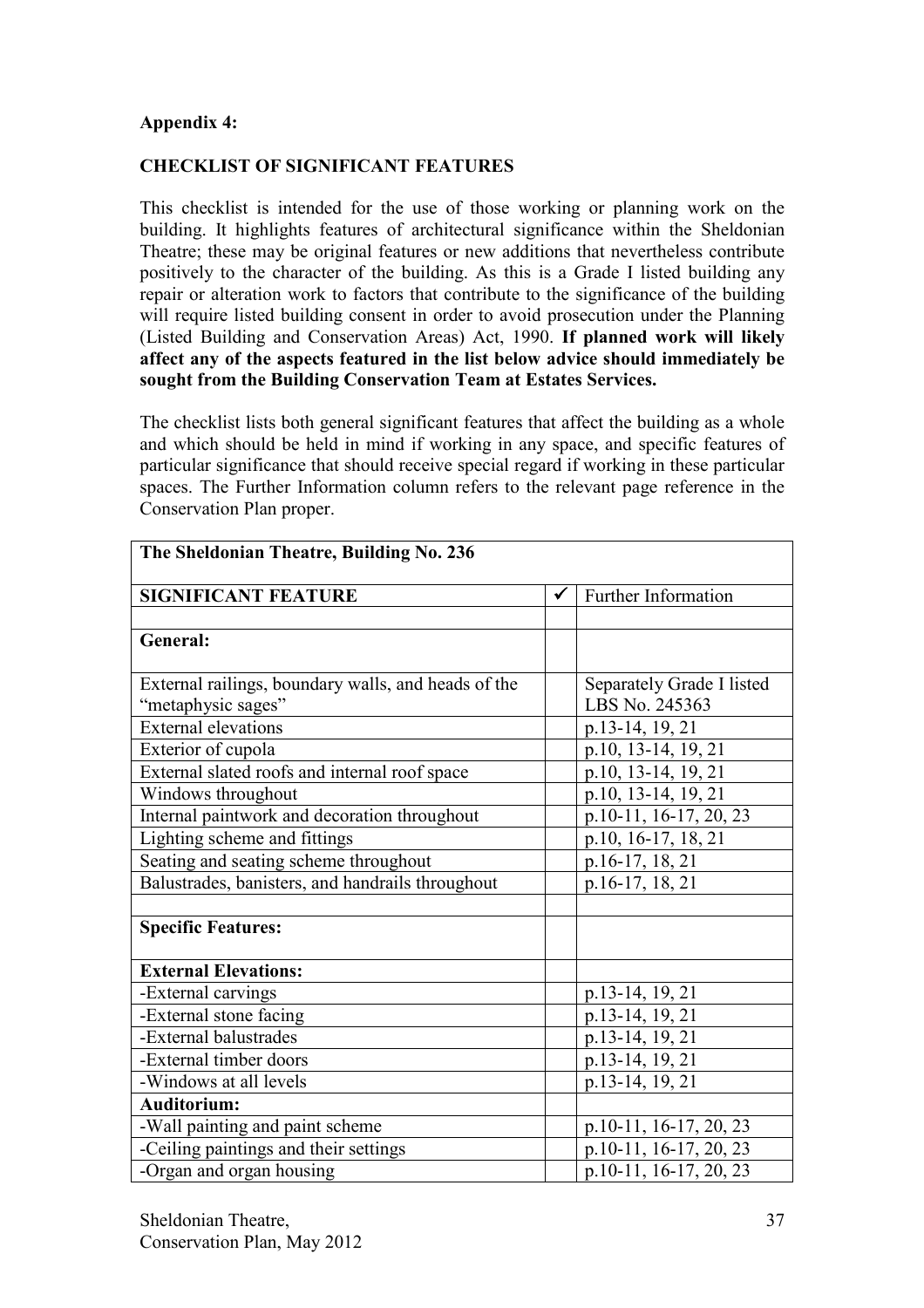**Appendix 4:**

**CHECKLIST OF SIGNIFICANT FEATURES**

This checklist is intended for the use of those working or planning work on the building. It highlights features of architectural significance within the Sheldonian Theatre; these may be original features or new additions that nevertheless contribute positively to the character of the building. As this is a Grade I listed building any repair or alteration work to factors that contribute to the significance of the building will require listed building consent in order to avoid prosecution under the Planning (Listed Building and Conservation Areas) Act, 1990. **If planned work will likely affect any of the aspects featured in the list below advice should immediately be sought from the Building Conservation Team at Estates Services.**

The checklist lists both general significant features that affect the building as a whole and which should be held in mind if working in any space, and specific features of particular significance that should receive special regard if working in these particular spaces. The Further Information column refers to the relevant page reference in the Conservation Plan proper.

| **The Sheldonian Theatre, Building No. 236** | | |
|---|---|---|
| **SIGNIFICANT FEATURE** | ✓ | Further Information |
| | | |
| **General:** | | |
| External railings, boundary walls, and heads of the "metaphysic sages" | | Separately Grade I listed LBS No. 245363 |
| External elevations | | p.13-14, 19, 21 |
| Exterior of cupola | | p.10, 13-14, 19, 21 |
| External slated roofs and internal roof space | | p.10, 13-14, 19, 21 |
| Windows throughout | | p.10, 13-14, 19, 21 |
| Internal paintwork and decoration throughout | | p.10-11, 16-17, 20, 23 |
| Lighting scheme and fittings | | p.10, 16-17, 18, 21 |
| Seating and seating scheme throughout | | p.16-17, 18, 21 |
| Balustrades, banisters, and handrails throughout | | p.16-17, 18, 21 |
| | | |
| **Specific Features:** | | |
| **External Elevations:** | | |
| -External carvings | | p.13-14, 19, 21 |
| -External stone facing | | p.13-14, 19, 21 |
| -External balustrades | | p.13-14, 19, 21 |
| -External timber doors | | p.13-14, 19, 21 |
| -Windows at all levels | | p.13-14, 19, 21 |
| **Auditorium:** | | |
| -Wall painting and paint scheme | | p.10-11, 16-17, 20, 23 |
| -Ceiling paintings and their settings | | p.10-11, 16-17, 20, 23 |
| -Organ and organ housing | | p.10-11, 16-17, 20, 23 |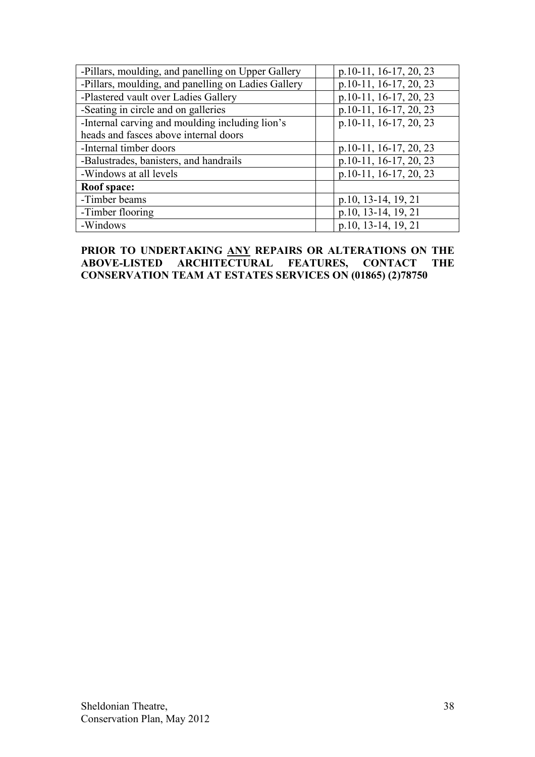| | |
|---|---|
| -Pillars, moulding, and panelling on Upper Gallery | p.10-11, 16-17, 20, 23 |
| -Pillars, moulding, and panelling on Ladies Gallery | p.10-11, 16-17, 20, 23 |
| -Plastered vault over Ladies Gallery | p.10-11, 16-17, 20, 23 |
| -Seating in circle and on galleries | p.10-11, 16-17, 20, 23 |
| -Internal carving and moulding including lion's heads and fasces above internal doors | p.10-11, 16-17, 20, 23 |
| -Internal timber doors | p.10-11, 16-17, 20, 23 |
| -Balustrades, banisters, and handrails | p.10-11, 16-17, 20, 23 |
| -Windows at all levels | p.10-11, 16-17, 20, 23 |
| **Roof space:** | |
| -Timber beams | p.10, 13-14, 19, 21 |
| -Timber flooring | p.10, 13-14, 19, 21 |
| -Windows | p.10, 13-14, 19, 21 |

**PRIOR TO UNDERTAKING ANY REPAIRS OR ALTERATIONS ON THE ABOVE-LISTED ARCHITECTURAL FEATURES, CONTACT THE CONSERVATION TEAM AT ESTATES SERVICES ON (01865) (2)78750**